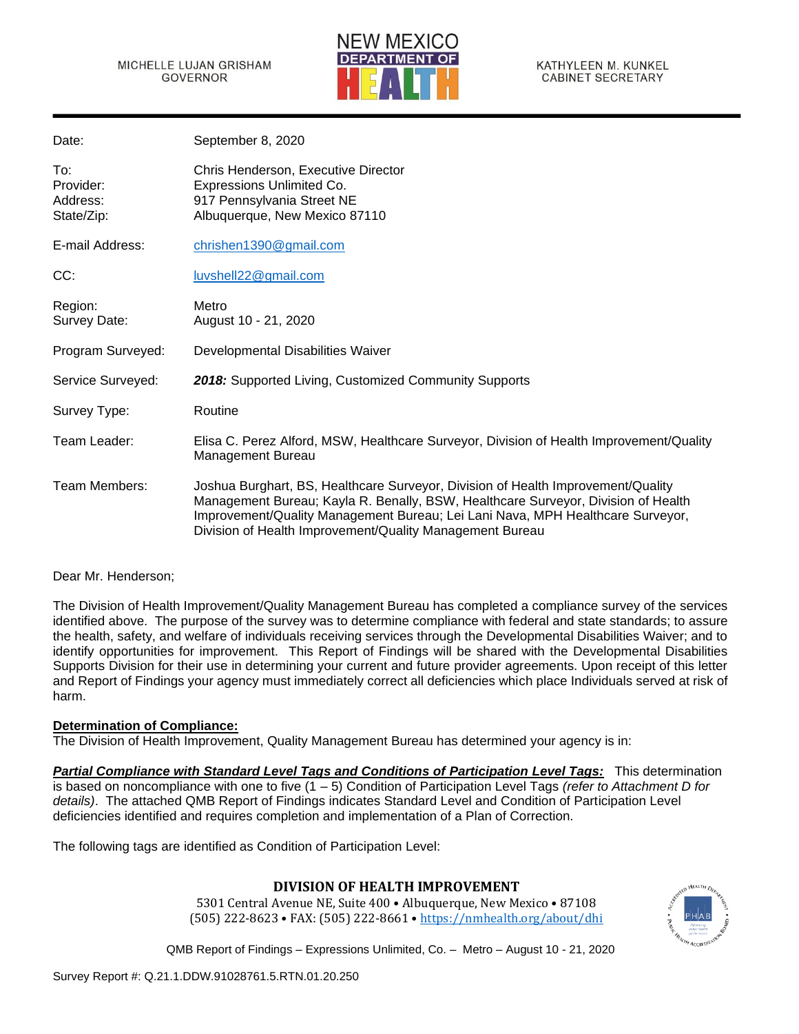MICHELLE LUJAN GRISHAM
GOVERNOR

NEW MEXICO
DEPARTMENT OF
HEALTH

KATHYLEEN M. KUNKEL
CABINET SECRETARY

| | |
|---|---|
| Date: | September 8, 2020 |
| To: | Chris Henderson, Executive Director |
| Provider: | Expressions Unlimited Co. |
| Address: | 917 Pennsylvania Street NE |
| State/Zip: | Albuquerque, New Mexico 87110 |
| E-mail Address: | chrishen1390@gmail.com |
| CC: | luvshell22@gmail.com |
| Region: | Metro |
| Survey Date: | August 10 - 21, 2020 |
| Program Surveyed: | Developmental Disabilities Waiver |
| Service Surveyed: | ***2018:*** Supported Living, Customized Community Supports |
| Survey Type: | Routine |
| Team Leader: | Elisa C. Perez Alford, MSW, Healthcare Surveyor, Division of Health Improvement/Quality Management Bureau |
| Team Members: | Joshua Burghart, BS, Healthcare Surveyor, Division of Health Improvement/Quality Management Bureau; Kayla R. Benally, BSW, Healthcare Surveyor, Division of Health Improvement/Quality Management Bureau; Lei Lani Nava, MPH Healthcare Surveyor, Division of Health Improvement/Quality Management Bureau |

Dear Mr. Henderson;

The Division of Health Improvement/Quality Management Bureau has completed a compliance survey of the services identified above. The purpose of the survey was to determine compliance with federal and state standards; to assure the health, safety, and welfare of individuals receiving services through the Developmental Disabilities Waiver; and to identify opportunities for improvement. This Report of Findings will be shared with the Developmental Disabilities Supports Division for their use in determining your current and future provider agreements. Upon receipt of this letter and Report of Findings your agency must immediately correct all deficiencies which place Individuals served at risk of harm.

**Determination of Compliance:**

The Division of Health Improvement, Quality Management Bureau has determined your agency is in:

***Partial Compliance with Standard Level Tags and Conditions of Participation Level Tags:*** This determination is based on noncompliance with one to five (1 – 5) Condition of Participation Level Tags *(refer to Attachment D for details)*. The attached QMB Report of Findings indicates Standard Level and Condition of Participation Level deficiencies identified and requires completion and implementation of a Plan of Correction.

The following tags are identified as Condition of Participation Level:

**DIVISION OF HEALTH IMPROVEMENT**

5301 Central Avenue NE, Suite 400 • Albuquerque, New Mexico • 87108
(505) 222-8623 • FAX: (505) 222-8661 • https://nmhealth.org/about/dhi

QMB Report of Findings – Expressions Unlimited, Co. – Metro – August 10 - 21, 2020

Survey Report #: Q.21.1.DDW.91028761.5.RTN.01.20.250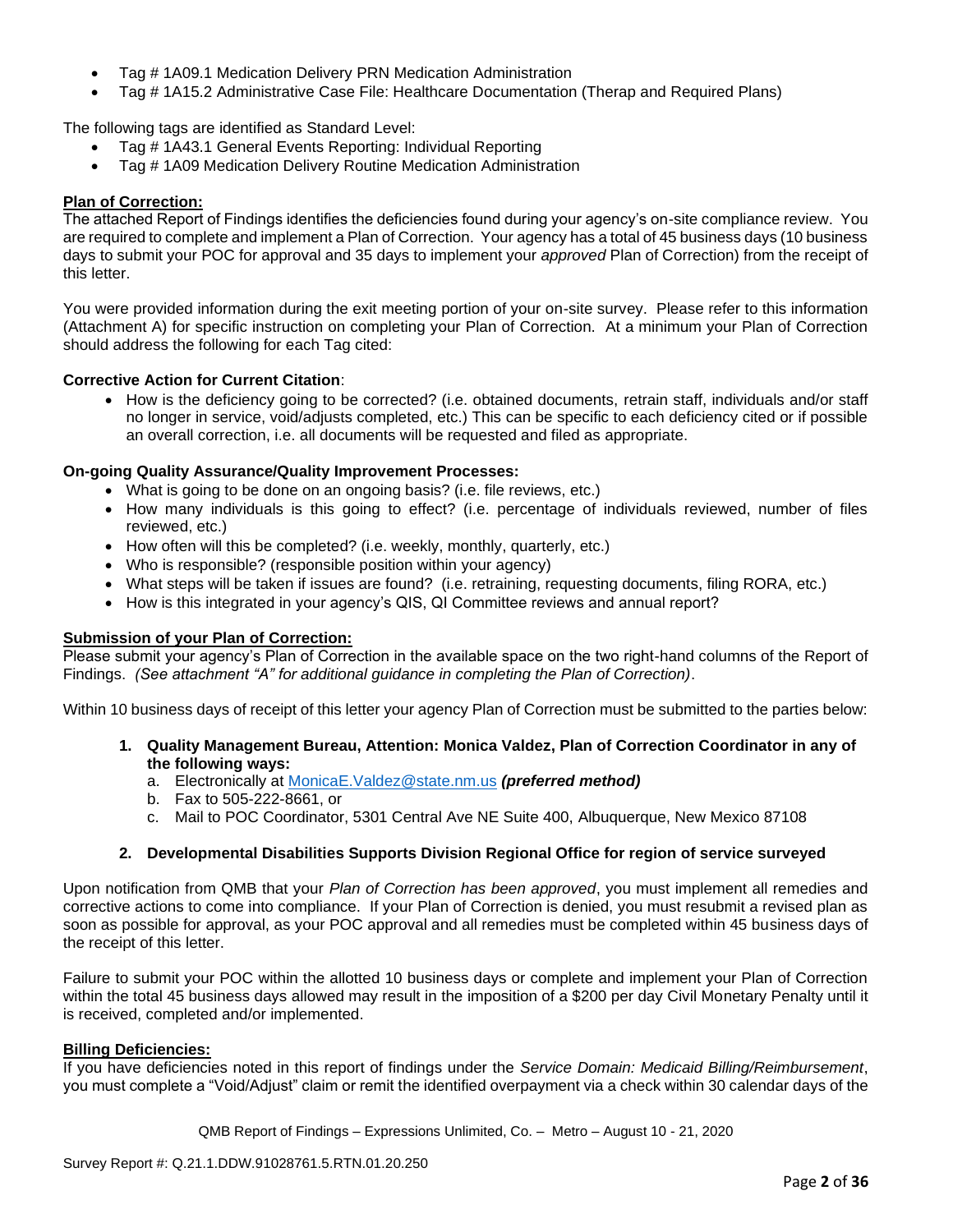- Tag # 1A09.1 Medication Delivery PRN Medication Administration
- Tag # 1A15.2 Administrative Case File: Healthcare Documentation (Therap and Required Plans)

The following tags are identified as Standard Level:

- Tag # 1A43.1 General Events Reporting: Individual Reporting
- Tag # 1A09 Medication Delivery Routine Medication Administration

**Plan of Correction:**

The attached Report of Findings identifies the deficiencies found during your agency's on-site compliance review. You are required to complete and implement a Plan of Correction. Your agency has a total of 45 business days (10 business days to submit your POC for approval and 35 days to implement your *approved* Plan of Correction) from the receipt of this letter.

You were provided information during the exit meeting portion of your on-site survey. Please refer to this information (Attachment A) for specific instruction on completing your Plan of Correction. At a minimum your Plan of Correction should address the following for each Tag cited:

**Corrective Action for Current Citation**:

- How is the deficiency going to be corrected? (i.e. obtained documents, retrain staff, individuals and/or staff no longer in service, void/adjusts completed, etc.) This can be specific to each deficiency cited or if possible an overall correction, i.e. all documents will be requested and filed as appropriate.

**On-going Quality Assurance/Quality Improvement Processes:**

- What is going to be done on an ongoing basis? (i.e. file reviews, etc.)
- How many individuals is this going to effect? (i.e. percentage of individuals reviewed, number of files reviewed, etc.)
- How often will this be completed? (i.e. weekly, monthly, quarterly, etc.)
- Who is responsible? (responsible position within your agency)
- What steps will be taken if issues are found? (i.e. retraining, requesting documents, filing RORA, etc.)
- How is this integrated in your agency's QIS, QI Committee reviews and annual report?

**Submission of your Plan of Correction:**

Please submit your agency's Plan of Correction in the available space on the two right-hand columns of the Report of Findings. *(See attachment "A" for additional guidance in completing the Plan of Correction)*.

Within 10 business days of receipt of this letter your agency Plan of Correction must be submitted to the parties below:

1. **Quality Management Bureau, Attention: Monica Valdez, Plan of Correction Coordinator in any of the following ways:**
   a. Electronically at MonicaE.Valdez@state.nm.us ***(preferred method)***
   b. Fax to 505-222-8661, or
   c. Mail to POC Coordinator, 5301 Central Ave NE Suite 400, Albuquerque, New Mexico 87108

2. **Developmental Disabilities Supports Division Regional Office for region of service surveyed**

Upon notification from QMB that your *Plan of Correction has been approved*, you must implement all remedies and corrective actions to come into compliance. If your Plan of Correction is denied, you must resubmit a revised plan as soon as possible for approval, as your POC approval and all remedies must be completed within 45 business days of the receipt of this letter.

Failure to submit your POC within the allotted 10 business days or complete and implement your Plan of Correction within the total 45 business days allowed may result in the imposition of a $200 per day Civil Monetary Penalty until it is received, completed and/or implemented.

**Billing Deficiencies:**

If you have deficiencies noted in this report of findings under the *Service Domain: Medicaid Billing/Reimbursement*, you must complete a "Void/Adjust" claim or remit the identified overpayment via a check within 30 calendar days of the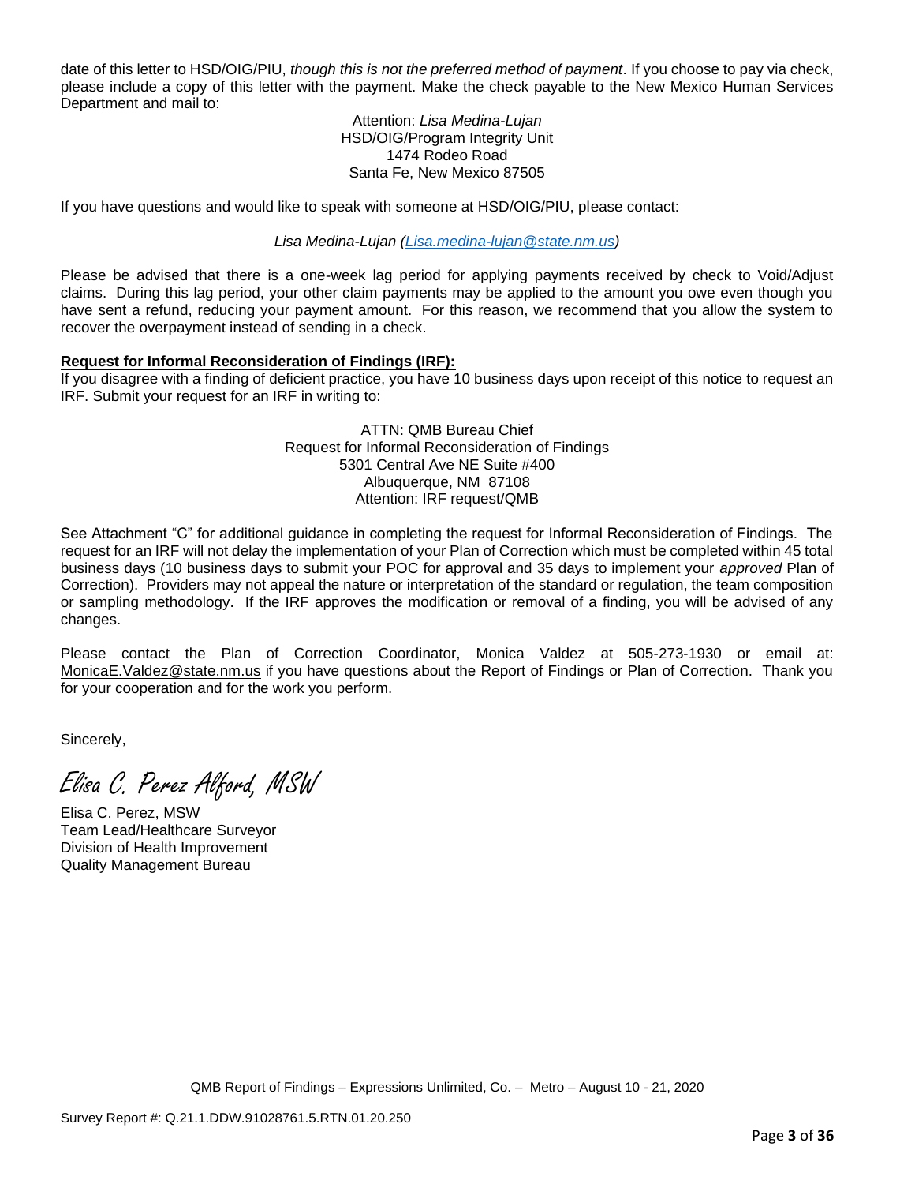date of this letter to HSD/OIG/PIU, *though this is not the preferred method of payment*. If you choose to pay via check, please include a copy of this letter with the payment. Make the check payable to the New Mexico Human Services Department and mail to:

Attention: *Lisa Medina-Lujan*
HSD/OIG/Program Integrity Unit
1474 Rodeo Road
Santa Fe, New Mexico 87505

If you have questions and would like to speak with someone at HSD/OIG/PIU, please contact:

*Lisa Medina-Lujan (Lisa.medina-lujan@state.nm.us)*

Please be advised that there is a one-week lag period for applying payments received by check to Void/Adjust claims. During this lag period, your other claim payments may be applied to the amount you owe even though you have sent a refund, reducing your payment amount. For this reason, we recommend that you allow the system to recover the overpayment instead of sending in a check.

**Request for Informal Reconsideration of Findings (IRF):**

If you disagree with a finding of deficient practice, you have 10 business days upon receipt of this notice to request an IRF. Submit your request for an IRF in writing to:

ATTN: QMB Bureau Chief
Request for Informal Reconsideration of Findings
5301 Central Ave NE Suite #400
Albuquerque, NM 87108
Attention: IRF request/QMB

See Attachment "C" for additional guidance in completing the request for Informal Reconsideration of Findings. The request for an IRF will not delay the implementation of your Plan of Correction which must be completed within 45 total business days (10 business days to submit your POC for approval and 35 days to implement your *approved* Plan of Correction). Providers may not appeal the nature or interpretation of the standard or regulation, the team composition or sampling methodology. If the IRF approves the modification or removal of a finding, you will be advised of any changes.

Please contact the Plan of Correction Coordinator, Monica Valdez at 505-273-1930 or email at: MonicaE.Valdez@state.nm.us if you have questions about the Report of Findings or Plan of Correction. Thank you for your cooperation and for the work you perform.

Sincerely,

*Elisa C. Perez Alford, MSW*

Elisa C. Perez, MSW
Team Lead/Healthcare Surveyor
Division of Health Improvement
Quality Management Bureau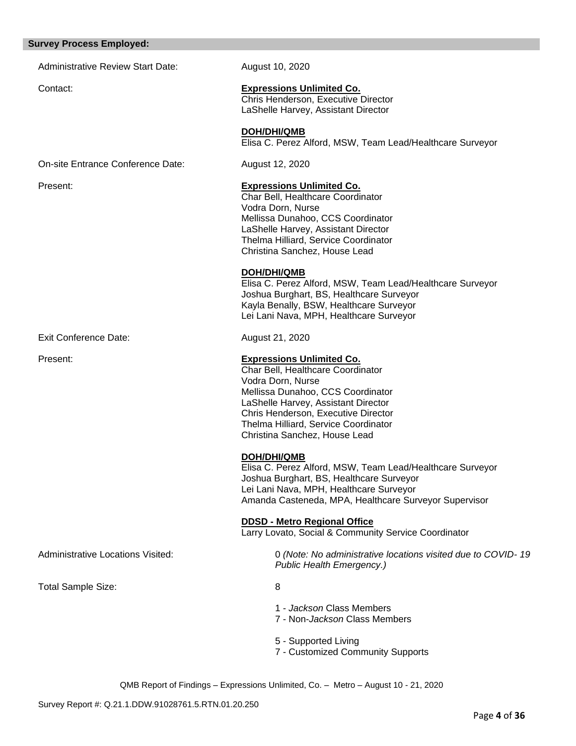## Survey Process Employed:

Administrative Review Start Date: August 10, 2020

Contact:

**Expressions Unlimited Co.**
Chris Henderson, Executive Director
LaShelle Harvey, Assistant Director

**DOH/DHI/QMB**
Elisa C. Perez Alford, MSW, Team Lead/Healthcare Surveyor

On-site Entrance Conference Date: August 12, 2020

Present:

**Expressions Unlimited Co.**
Char Bell, Healthcare Coordinator
Vodra Dorn, Nurse
Mellissa Dunahoo, CCS Coordinator
LaShelle Harvey, Assistant Director
Thelma Hilliard, Service Coordinator
Christina Sanchez, House Lead

**DOH/DHI/QMB**
Elisa C. Perez Alford, MSW, Team Lead/Healthcare Surveyor
Joshua Burghart, BS, Healthcare Surveyor
Kayla Benally, BSW, Healthcare Surveyor
Lei Lani Nava, MPH, Healthcare Surveyor

Exit Conference Date: August 21, 2020

Present:

**Expressions Unlimited Co.**
Char Bell, Healthcare Coordinator
Vodra Dorn, Nurse
Mellissa Dunahoo, CCS Coordinator
LaShelle Harvey, Assistant Director
Chris Henderson, Executive Director
Thelma Hilliard, Service Coordinator
Christina Sanchez, House Lead

**DOH/DHI/QMB**
Elisa C. Perez Alford, MSW, Team Lead/Healthcare Surveyor
Joshua Burghart, BS, Healthcare Surveyor
Lei Lani Nava, MPH, Healthcare Surveyor
Amanda Casteneda, MPA, Healthcare Surveyor Supervisor

**DDSD - Metro Regional Office**
Larry Lovato, Social & Community Service Coordinator

Administrative Locations Visited: 0 *(Note: No administrative locations visited due to COVID- 19 Public Health Emergency.)*

Total Sample Size: 8

1 - *Jackson* Class Members
7 - Non-*Jackson* Class Members

5 - Supported Living
7 - Customized Community Supports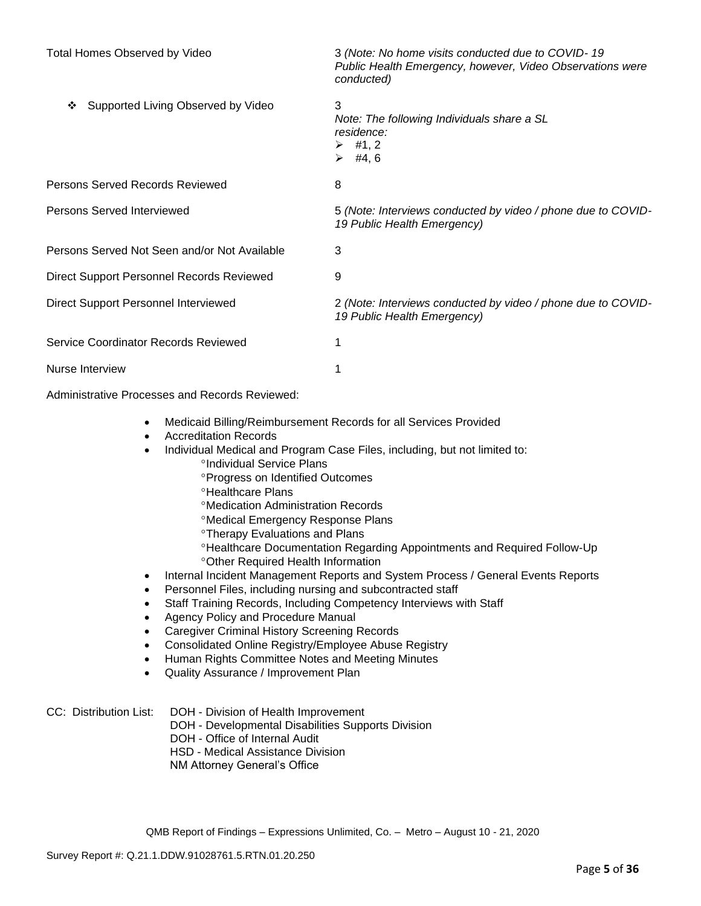| | |
|---|---|
| Total Homes Observed by Video | 3 *(Note: No home visits conducted due to COVID- 19 Public Health Emergency, however, Video Observations were conducted)* |
| ❖ Supported Living Observed by Video | 3<br>*Note: The following Individuals share a SL residence:*<br>➢ #1, 2<br>➢ #4, 6 |
| Persons Served Records Reviewed | 8 |
| Persons Served Interviewed | 5 *(Note: Interviews conducted by video / phone due to COVID-19 Public Health Emergency)* |
| Persons Served Not Seen and/or Not Available | 3 |
| Direct Support Personnel Records Reviewed | 9 |
| Direct Support Personnel Interviewed | 2 *(Note: Interviews conducted by video / phone due to COVID-19 Public Health Emergency)* |
| Service Coordinator Records Reviewed | 1 |
| Nurse Interview | 1 |

Administrative Processes and Records Reviewed:

- Medicaid Billing/Reimbursement Records for all Services Provided
- Accreditation Records
- Individual Medical and Program Case Files, including, but not limited to:
  - °Individual Service Plans
  - °Progress on Identified Outcomes
  - °Healthcare Plans
  - °Medication Administration Records
  - °Medical Emergency Response Plans
  - °Therapy Evaluations and Plans
  - °Healthcare Documentation Regarding Appointments and Required Follow-Up
  - °Other Required Health Information
- Internal Incident Management Reports and System Process / General Events Reports
- Personnel Files, including nursing and subcontracted staff
- Staff Training Records, Including Competency Interviews with Staff
- Agency Policy and Procedure Manual
- Caregiver Criminal History Screening Records
- Consolidated Online Registry/Employee Abuse Registry
- Human Rights Committee Notes and Meeting Minutes
- Quality Assurance / Improvement Plan

CC: Distribution List: DOH - Division of Health Improvement
DOH - Developmental Disabilities Supports Division
DOH - Office of Internal Audit
HSD - Medical Assistance Division
NM Attorney General's Office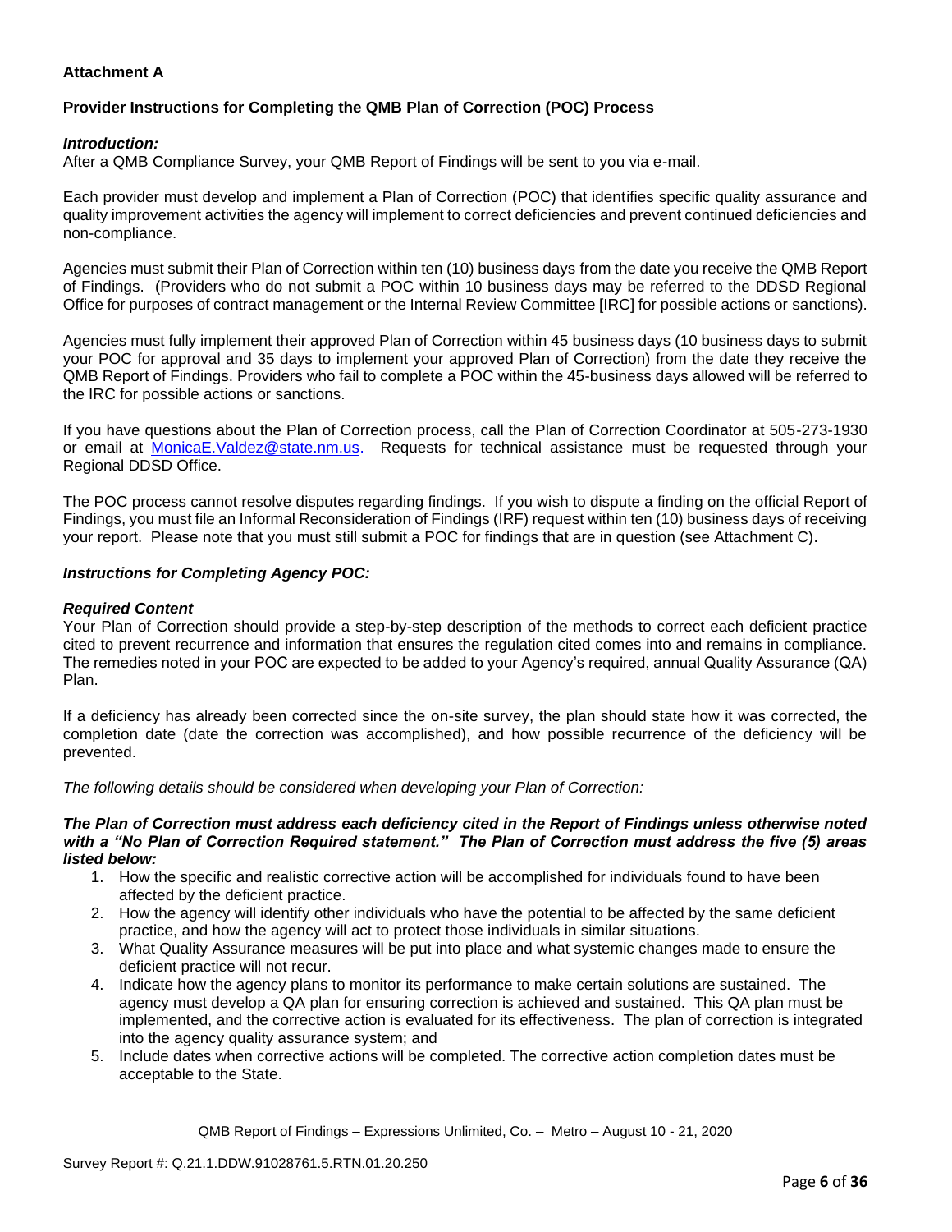**Attachment A**

**Provider Instructions for Completing the QMB Plan of Correction (POC) Process**

***Introduction:***

After a QMB Compliance Survey, your QMB Report of Findings will be sent to you via e-mail.

Each provider must develop and implement a Plan of Correction (POC) that identifies specific quality assurance and quality improvement activities the agency will implement to correct deficiencies and prevent continued deficiencies and non-compliance.

Agencies must submit their Plan of Correction within ten (10) business days from the date you receive the QMB Report of Findings. (Providers who do not submit a POC within 10 business days may be referred to the DDSD Regional Office for purposes of contract management or the Internal Review Committee [IRC] for possible actions or sanctions).

Agencies must fully implement their approved Plan of Correction within 45 business days (10 business days to submit your POC for approval and 35 days to implement your approved Plan of Correction) from the date they receive the QMB Report of Findings. Providers who fail to complete a POC within the 45-business days allowed will be referred to the IRC for possible actions or sanctions.

If you have questions about the Plan of Correction process, call the Plan of Correction Coordinator at 505-273-1930 or email at MonicaE.Valdez@state.nm.us. Requests for technical assistance must be requested through your Regional DDSD Office.

The POC process cannot resolve disputes regarding findings. If you wish to dispute a finding on the official Report of Findings, you must file an Informal Reconsideration of Findings (IRF) request within ten (10) business days of receiving your report. Please note that you must still submit a POC for findings that are in question (see Attachment C).

***Instructions for Completing Agency POC:***

***Required Content***

Your Plan of Correction should provide a step-by-step description of the methods to correct each deficient practice cited to prevent recurrence and information that ensures the regulation cited comes into and remains in compliance. The remedies noted in your POC are expected to be added to your Agency's required, annual Quality Assurance (QA) Plan.

If a deficiency has already been corrected since the on-site survey, the plan should state how it was corrected, the completion date (date the correction was accomplished), and how possible recurrence of the deficiency will be prevented.

*The following details should be considered when developing your Plan of Correction:*

***The Plan of Correction must address each deficiency cited in the Report of Findings unless otherwise noted with a "No Plan of Correction Required statement." The Plan of Correction must address the five (5) areas listed below:***

1. How the specific and realistic corrective action will be accomplished for individuals found to have been affected by the deficient practice.
2. How the agency will identify other individuals who have the potential to be affected by the same deficient practice, and how the agency will act to protect those individuals in similar situations.
3. What Quality Assurance measures will be put into place and what systemic changes made to ensure the deficient practice will not recur.
4. Indicate how the agency plans to monitor its performance to make certain solutions are sustained. The agency must develop a QA plan for ensuring correction is achieved and sustained. This QA plan must be implemented, and the corrective action is evaluated for its effectiveness. The plan of correction is integrated into the agency quality assurance system; and
5. Include dates when corrective actions will be completed. The corrective action completion dates must be acceptable to the State.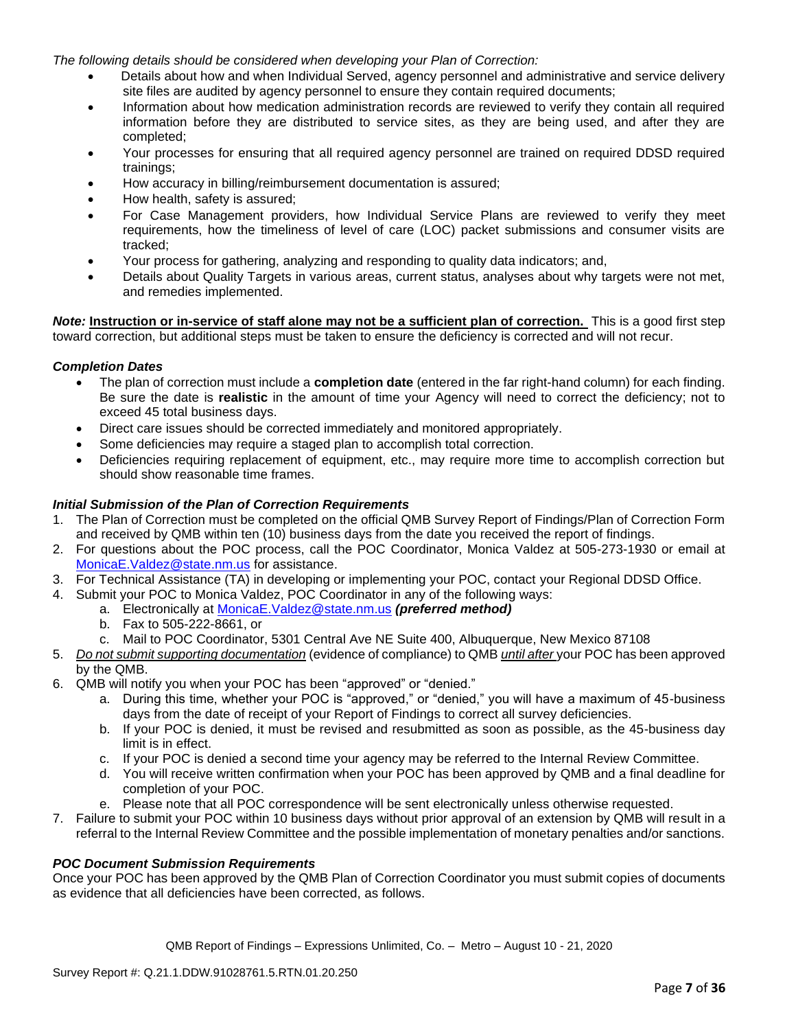*The following details should be considered when developing your Plan of Correction:*

- Details about how and when Individual Served, agency personnel and administrative and service delivery site files are audited by agency personnel to ensure they contain required documents;
- Information about how medication administration records are reviewed to verify they contain all required information before they are distributed to service sites, as they are being used, and after they are completed;
- Your processes for ensuring that all required agency personnel are trained on required DDSD required trainings;
- How accuracy in billing/reimbursement documentation is assured;
- How health, safety is assured;
- For Case Management providers, how Individual Service Plans are reviewed to verify they meet requirements, how the timeliness of level of care (LOC) packet submissions and consumer visits are tracked;
- Your process for gathering, analyzing and responding to quality data indicators; and,
- Details about Quality Targets in various areas, current status, analyses about why targets were not met, and remedies implemented.

***Note:*** **Instruction or in-service of staff alone may not be a sufficient plan of correction.** This is a good first step toward correction, but additional steps must be taken to ensure the deficiency is corrected and will not recur.

### *Completion Dates*

- The plan of correction must include a **completion date** (entered in the far right-hand column) for each finding. Be sure the date is **realistic** in the amount of time your Agency will need to correct the deficiency; not to exceed 45 total business days.
- Direct care issues should be corrected immediately and monitored appropriately.
- Some deficiencies may require a staged plan to accomplish total correction.
- Deficiencies requiring replacement of equipment, etc., may require more time to accomplish correction but should show reasonable time frames.

### *Initial Submission of the Plan of Correction Requirements*

1. The Plan of Correction must be completed on the official QMB Survey Report of Findings/Plan of Correction Form and received by QMB within ten (10) business days from the date you received the report of findings.
2. For questions about the POC process, call the POC Coordinator, Monica Valdez at 505-273-1930 or email at MonicaE.Valdez@state.nm.us for assistance.
3. For Technical Assistance (TA) in developing or implementing your POC, contact your Regional DDSD Office.
4. Submit your POC to Monica Valdez, POC Coordinator in any of the following ways:
   a. Electronically at MonicaE.Valdez@state.nm.us ***(preferred method)***
   b. Fax to 505-222-8661, or
   c. Mail to POC Coordinator, 5301 Central Ave NE Suite 400, Albuquerque, New Mexico 87108
5. *Do not submit supporting documentation* (evidence of compliance) to QMB *until after* your POC has been approved by the QMB.
6. QMB will notify you when your POC has been "approved" or "denied."
   a. During this time, whether your POC is "approved," or "denied," you will have a maximum of 45-business days from the date of receipt of your Report of Findings to correct all survey deficiencies.
   b. If your POC is denied, it must be revised and resubmitted as soon as possible, as the 45-business day limit is in effect.
   c. If your POC is denied a second time your agency may be referred to the Internal Review Committee.
   d. You will receive written confirmation when your POC has been approved by QMB and a final deadline for completion of your POC.
   e. Please note that all POC correspondence will be sent electronically unless otherwise requested.
7. Failure to submit your POC within 10 business days without prior approval of an extension by QMB will result in a referral to the Internal Review Committee and the possible implementation of monetary penalties and/or sanctions.

### *POC Document Submission Requirements*

Once your POC has been approved by the QMB Plan of Correction Coordinator you must submit copies of documents as evidence that all deficiencies have been corrected, as follows.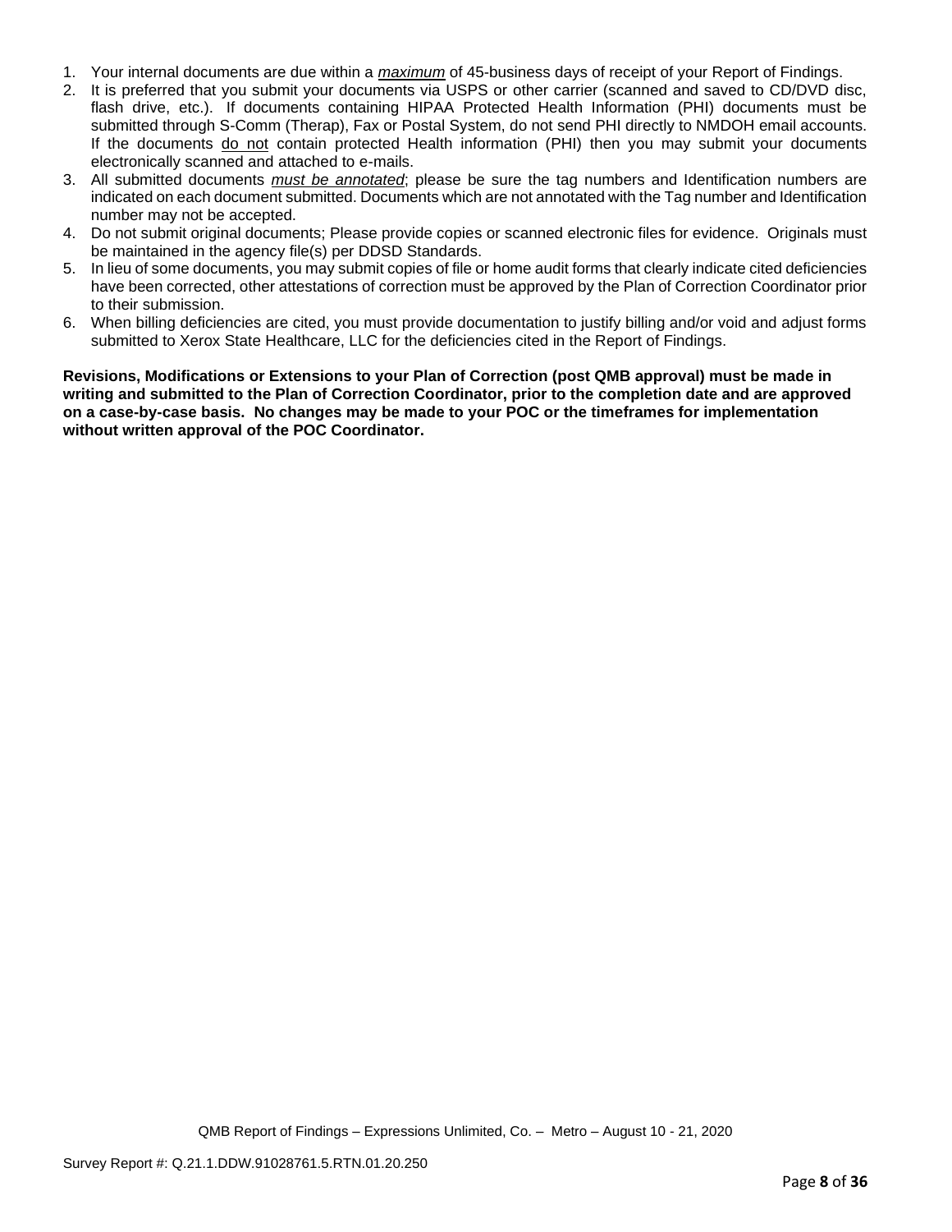1. Your internal documents are due within a *maximum* of 45-business days of receipt of your Report of Findings.
2. It is preferred that you submit your documents via USPS or other carrier (scanned and saved to CD/DVD disc, flash drive, etc.). If documents containing HIPAA Protected Health Information (PHI) documents must be submitted through S-Comm (Therap), Fax or Postal System, do not send PHI directly to NMDOH email accounts. If the documents do not contain protected Health information (PHI) then you may submit your documents electronically scanned and attached to e-mails.
3. All submitted documents *must be annotated*; please be sure the tag numbers and Identification numbers are indicated on each document submitted. Documents which are not annotated with the Tag number and Identification number may not be accepted.
4. Do not submit original documents; Please provide copies or scanned electronic files for evidence. Originals must be maintained in the agency file(s) per DDSD Standards.
5. In lieu of some documents, you may submit copies of file or home audit forms that clearly indicate cited deficiencies have been corrected, other attestations of correction must be approved by the Plan of Correction Coordinator prior to their submission.
6. When billing deficiencies are cited, you must provide documentation to justify billing and/or void and adjust forms submitted to Xerox State Healthcare, LLC for the deficiencies cited in the Report of Findings.

**Revisions, Modifications or Extensions to your Plan of Correction (post QMB approval) must be made in writing and submitted to the Plan of Correction Coordinator, prior to the completion date and are approved on a case-by-case basis. No changes may be made to your POC or the timeframes for implementation without written approval of the POC Coordinator.**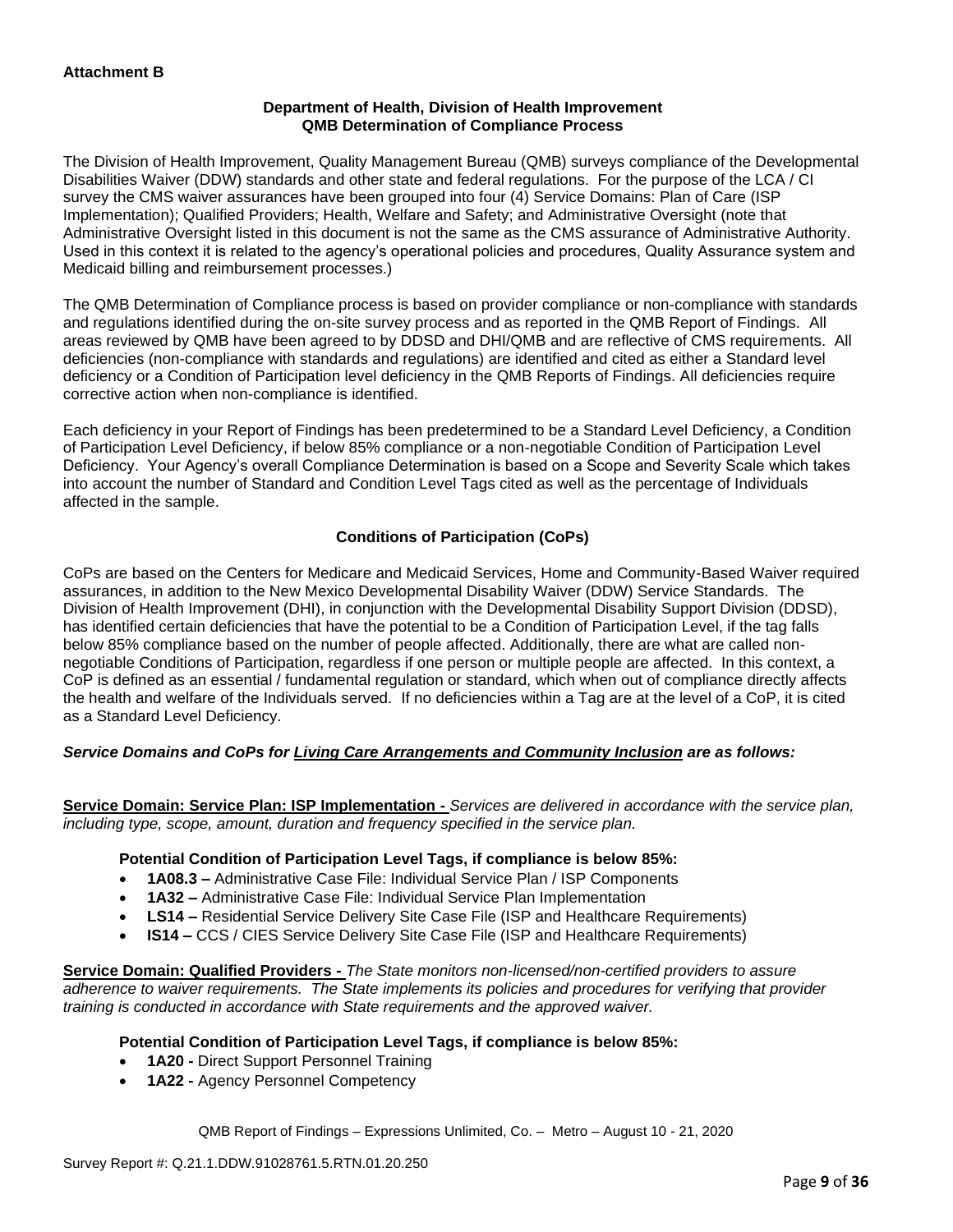**Attachment B**

**Department of Health, Division of Health Improvement**
**QMB Determination of Compliance Process**

The Division of Health Improvement, Quality Management Bureau (QMB) surveys compliance of the Developmental Disabilities Waiver (DDW) standards and other state and federal regulations. For the purpose of the LCA / CI survey the CMS waiver assurances have been grouped into four (4) Service Domains: Plan of Care (ISP Implementation); Qualified Providers; Health, Welfare and Safety; and Administrative Oversight (note that Administrative Oversight listed in this document is not the same as the CMS assurance of Administrative Authority. Used in this context it is related to the agency's operational policies and procedures, Quality Assurance system and Medicaid billing and reimbursement processes.)

The QMB Determination of Compliance process is based on provider compliance or non-compliance with standards and regulations identified during the on-site survey process and as reported in the QMB Report of Findings. All areas reviewed by QMB have been agreed to by DDSD and DHI/QMB and are reflective of CMS requirements. All deficiencies (non-compliance with standards and regulations) are identified and cited as either a Standard level deficiency or a Condition of Participation level deficiency in the QMB Reports of Findings. All deficiencies require corrective action when non-compliance is identified.

Each deficiency in your Report of Findings has been predetermined to be a Standard Level Deficiency, a Condition of Participation Level Deficiency, if below 85% compliance or a non-negotiable Condition of Participation Level Deficiency. Your Agency's overall Compliance Determination is based on a Scope and Severity Scale which takes into account the number of Standard and Condition Level Tags cited as well as the percentage of Individuals affected in the sample.

**Conditions of Participation (CoPs)**

CoPs are based on the Centers for Medicare and Medicaid Services, Home and Community-Based Waiver required assurances, in addition to the New Mexico Developmental Disability Waiver (DDW) Service Standards. The Division of Health Improvement (DHI), in conjunction with the Developmental Disability Support Division (DDSD), has identified certain deficiencies that have the potential to be a Condition of Participation Level, if the tag falls below 85% compliance based on the number of people affected. Additionally, there are what are called non-negotiable Conditions of Participation, regardless if one person or multiple people are affected. In this context, a CoP is defined as an essential / fundamental regulation or standard, which when out of compliance directly affects the health and welfare of the Individuals served. If no deficiencies within a Tag are at the level of a CoP, it is cited as a Standard Level Deficiency.

***Service Domains and CoPs for Living Care Arrangements and Community Inclusion are as follows:***

**Service Domain: Service Plan: ISP Implementation -** *Services are delivered in accordance with the service plan, including type, scope, amount, duration and frequency specified in the service plan.*

**Potential Condition of Participation Level Tags, if compliance is below 85%:**

- **1A08.3 –** Administrative Case File: Individual Service Plan / ISP Components
- **1A32 –** Administrative Case File: Individual Service Plan Implementation
- **LS14 –** Residential Service Delivery Site Case File (ISP and Healthcare Requirements)
- **IS14 –** CCS / CIES Service Delivery Site Case File (ISP and Healthcare Requirements)

**Service Domain: Qualified Providers -** *The State monitors non-licensed/non-certified providers to assure adherence to waiver requirements. The State implements its policies and procedures for verifying that provider training is conducted in accordance with State requirements and the approved waiver.*

**Potential Condition of Participation Level Tags, if compliance is below 85%:**

- **1A20 -** Direct Support Personnel Training
- **1A22 -** Agency Personnel Competency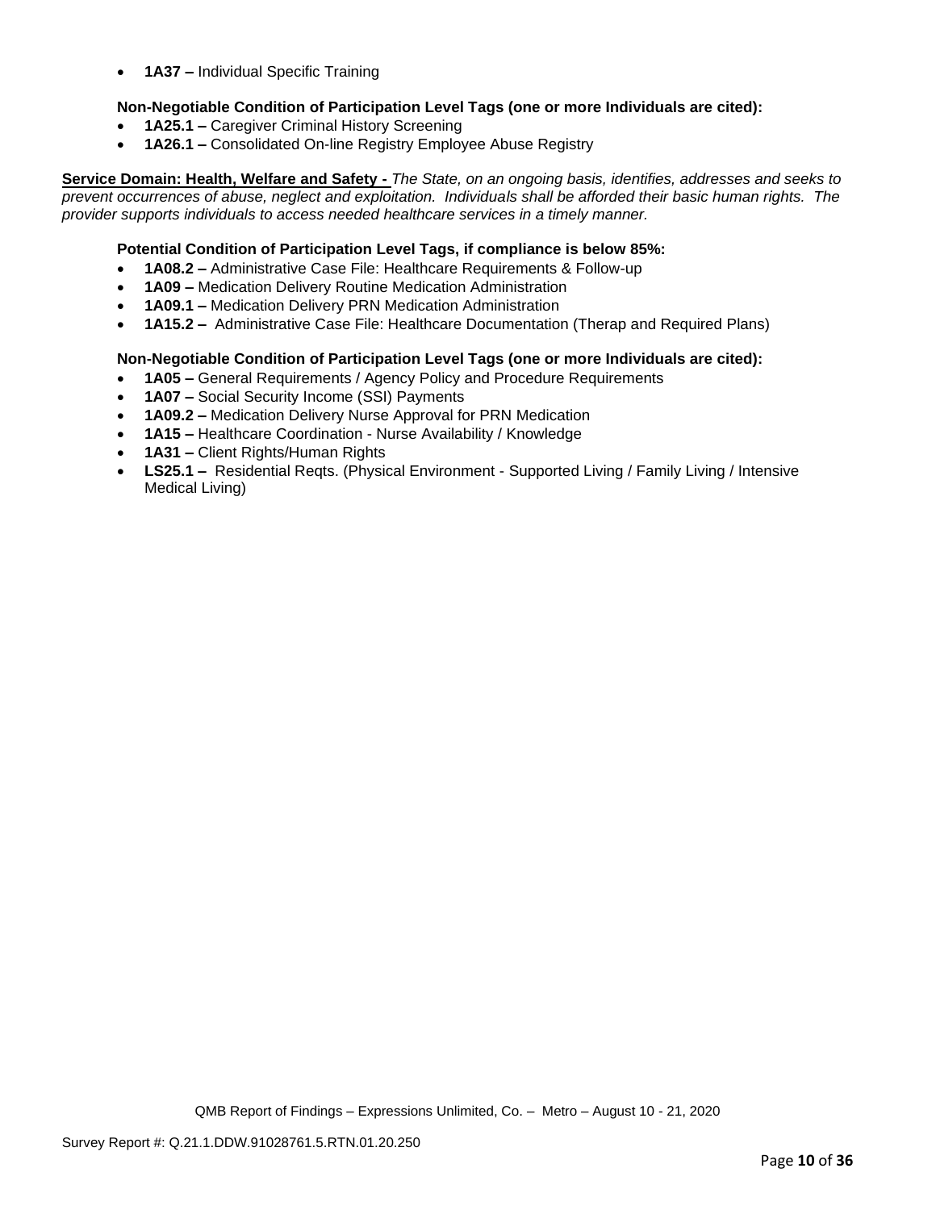- **1A37 –** Individual Specific Training

**Non-Negotiable Condition of Participation Level Tags (one or more Individuals are cited):**

- **1A25.1 –** Caregiver Criminal History Screening
- **1A26.1 –** Consolidated On-line Registry Employee Abuse Registry

**Service Domain: Health, Welfare and Safety -** *The State, on an ongoing basis, identifies, addresses and seeks to prevent occurrences of abuse, neglect and exploitation. Individuals shall be afforded their basic human rights. The provider supports individuals to access needed healthcare services in a timely manner.*

**Potential Condition of Participation Level Tags, if compliance is below 85%:**

- **1A08.2 –** Administrative Case File: Healthcare Requirements & Follow-up
- **1A09 –** Medication Delivery Routine Medication Administration
- **1A09.1 –** Medication Delivery PRN Medication Administration
- **1A15.2 –** Administrative Case File: Healthcare Documentation (Therap and Required Plans)

**Non-Negotiable Condition of Participation Level Tags (one or more Individuals are cited):**

- **1A05 –** General Requirements / Agency Policy and Procedure Requirements
- **1A07 –** Social Security Income (SSI) Payments
- **1A09.2 –** Medication Delivery Nurse Approval for PRN Medication
- **1A15 –** Healthcare Coordination - Nurse Availability / Knowledge
- **1A31 –** Client Rights/Human Rights
- **LS25.1 –** Residential Reqts. (Physical Environment - Supported Living / Family Living / Intensive Medical Living)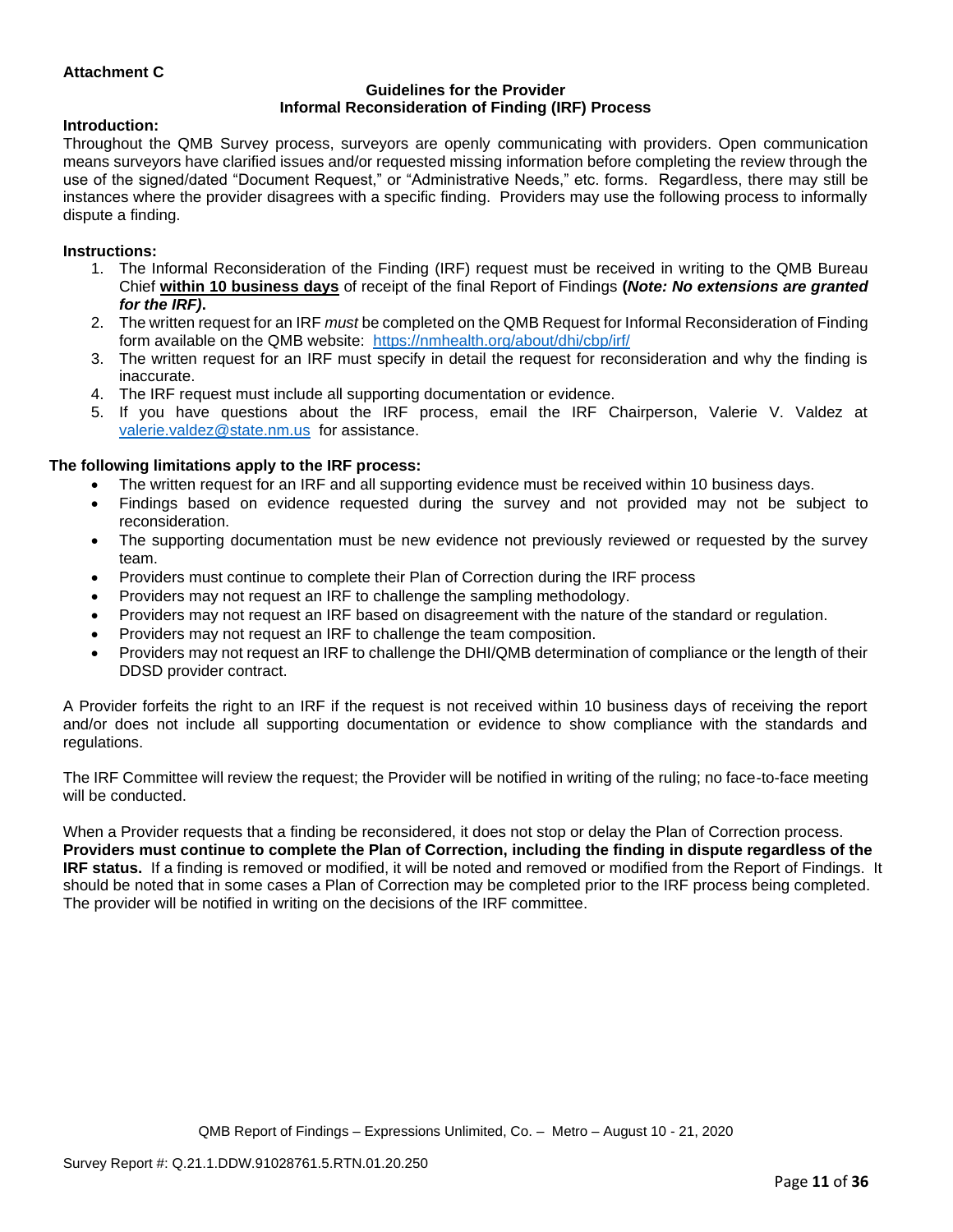**Attachment C**

**Guidelines for the Provider**
**Informal Reconsideration of Finding (IRF) Process**

**Introduction:**

Throughout the QMB Survey process, surveyors are openly communicating with providers. Open communication means surveyors have clarified issues and/or requested missing information before completing the review through the use of the signed/dated "Document Request," or "Administrative Needs," etc. forms. Regardless, there may still be instances where the provider disagrees with a specific finding. Providers may use the following process to informally dispute a finding.

**Instructions:**

1. The Informal Reconsideration of the Finding (IRF) request must be received in writing to the QMB Bureau Chief **within 10 business days** of receipt of the final Report of Findings **(*Note: No extensions are granted for the IRF).***
2. The written request for an IRF *must* be completed on the QMB Request for Informal Reconsideration of Finding form available on the QMB website: https://nmhealth.org/about/dhi/cbp/irf/
3. The written request for an IRF must specify in detail the request for reconsideration and why the finding is inaccurate.
4. The IRF request must include all supporting documentation or evidence.
5. If you have questions about the IRF process, email the IRF Chairperson, Valerie V. Valdez at valerie.valdez@state.nm.us for assistance.

**The following limitations apply to the IRF process:**

- The written request for an IRF and all supporting evidence must be received within 10 business days.
- Findings based on evidence requested during the survey and not provided may not be subject to reconsideration.
- The supporting documentation must be new evidence not previously reviewed or requested by the survey team.
- Providers must continue to complete their Plan of Correction during the IRF process
- Providers may not request an IRF to challenge the sampling methodology.
- Providers may not request an IRF based on disagreement with the nature of the standard or regulation.
- Providers may not request an IRF to challenge the team composition.
- Providers may not request an IRF to challenge the DHI/QMB determination of compliance or the length of their DDSD provider contract.

A Provider forfeits the right to an IRF if the request is not received within 10 business days of receiving the report and/or does not include all supporting documentation or evidence to show compliance with the standards and regulations.

The IRF Committee will review the request; the Provider will be notified in writing of the ruling; no face-to-face meeting will be conducted.

When a Provider requests that a finding be reconsidered, it does not stop or delay the Plan of Correction process. **Providers must continue to complete the Plan of Correction, including the finding in dispute regardless of the IRF status.** If a finding is removed or modified, it will be noted and removed or modified from the Report of Findings. It should be noted that in some cases a Plan of Correction may be completed prior to the IRF process being completed. The provider will be notified in writing on the decisions of the IRF committee.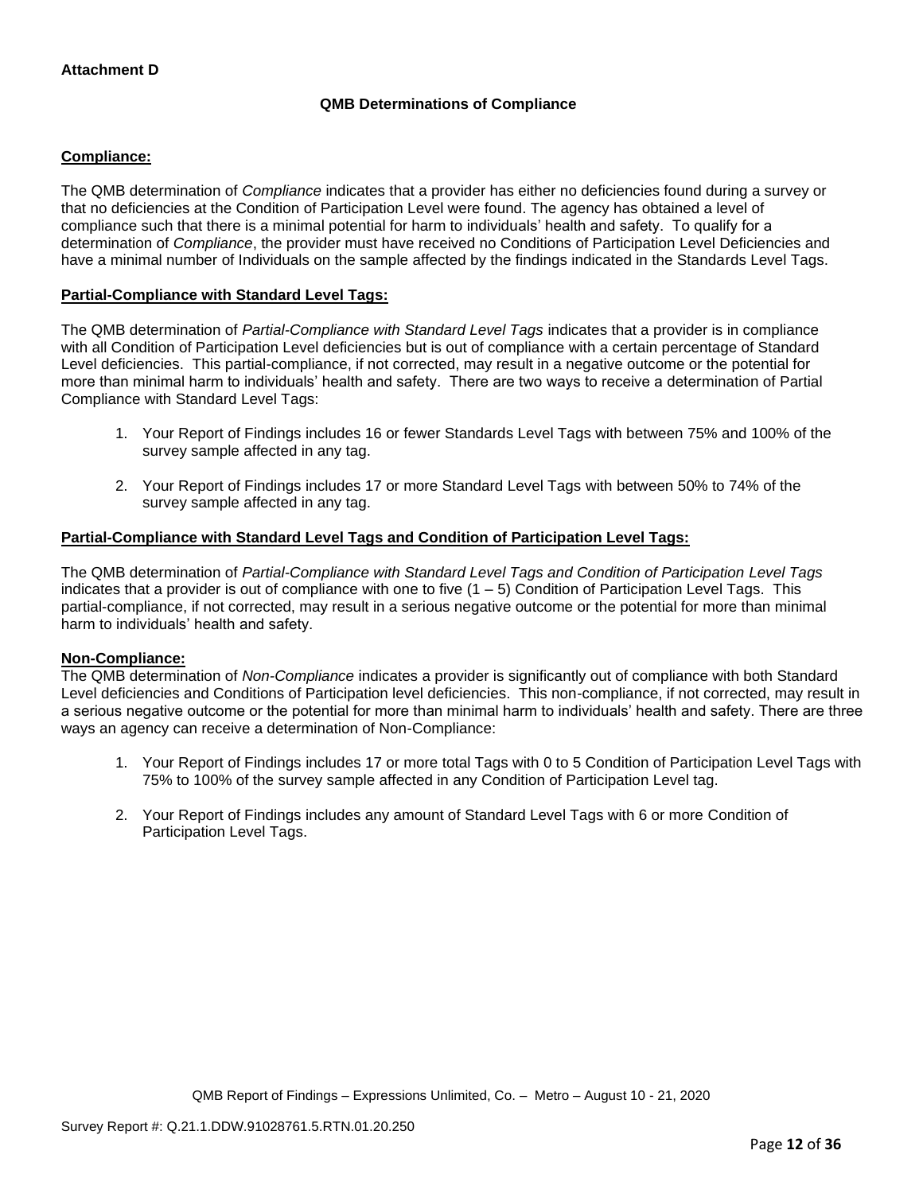**Attachment D**

**QMB Determinations of Compliance**

**Compliance:**

The QMB determination of *Compliance* indicates that a provider has either no deficiencies found during a survey or that no deficiencies at the Condition of Participation Level were found. The agency has obtained a level of compliance such that there is a minimal potential for harm to individuals' health and safety. To qualify for a determination of *Compliance*, the provider must have received no Conditions of Participation Level Deficiencies and have a minimal number of Individuals on the sample affected by the findings indicated in the Standards Level Tags.

**Partial-Compliance with Standard Level Tags:**

The QMB determination of *Partial-Compliance with Standard Level Tags* indicates that a provider is in compliance with all Condition of Participation Level deficiencies but is out of compliance with a certain percentage of Standard Level deficiencies. This partial-compliance, if not corrected, may result in a negative outcome or the potential for more than minimal harm to individuals' health and safety. There are two ways to receive a determination of Partial Compliance with Standard Level Tags:

1. Your Report of Findings includes 16 or fewer Standards Level Tags with between 75% and 100% of the survey sample affected in any tag.

2. Your Report of Findings includes 17 or more Standard Level Tags with between 50% to 74% of the survey sample affected in any tag.

**Partial-Compliance with Standard Level Tags and Condition of Participation Level Tags:**

The QMB determination of *Partial-Compliance with Standard Level Tags and Condition of Participation Level Tags* indicates that a provider is out of compliance with one to five (1 – 5) Condition of Participation Level Tags. This partial-compliance, if not corrected, may result in a serious negative outcome or the potential for more than minimal harm to individuals' health and safety.

**Non-Compliance:**

The QMB determination of *Non-Compliance* indicates a provider is significantly out of compliance with both Standard Level deficiencies and Conditions of Participation level deficiencies. This non-compliance, if not corrected, may result in a serious negative outcome or the potential for more than minimal harm to individuals' health and safety. There are three ways an agency can receive a determination of Non-Compliance:

1. Your Report of Findings includes 17 or more total Tags with 0 to 5 Condition of Participation Level Tags with 75% to 100% of the survey sample affected in any Condition of Participation Level tag.

2. Your Report of Findings includes any amount of Standard Level Tags with 6 or more Condition of Participation Level Tags.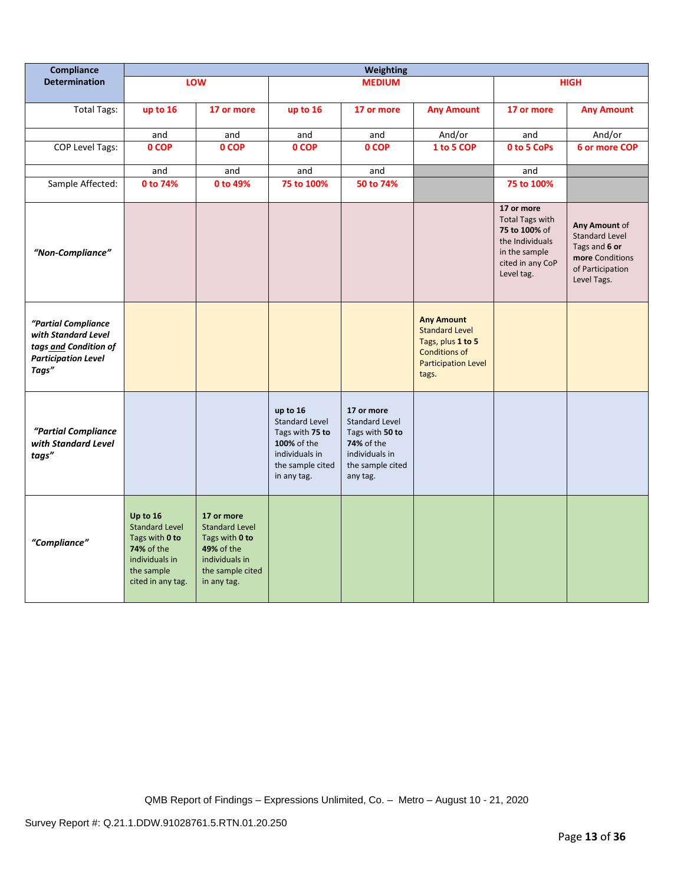| Compliance Determination | Weighting | | | | | | |
|---|---|---|---|---|---|---|---|
| | LOW | | MEDIUM | | | HIGH | |
| Total Tags: | up to 16 | 17 or more | up to 16 | 17 or more | Any Amount | 17 or more | Any Amount |
| | and | and | and | and | And/or | and | And/or |
| COP Level Tags: | 0 COP | 0 COP | 0 COP | 0 COP | 1 to 5 COP | 0 to 5 CoPs | 6 or more COP |
| | and | and | and | and | | and | |
| Sample Affected: | 0 to 74% | 0 to 49% | 75 to 100% | 50 to 74% | | 75 to 100% | |
| *"Non-Compliance"* | | | | | | **17 or more** Total Tags with **75 to 100%** of the Individuals in the sample cited in any CoP Level tag. | **Any Amount** of Standard Level Tags and **6 or more** Conditions of Participation Level Tags. |
| *"Partial Compliance with Standard Level tags and Condition of Participation Level Tags"* | | | | | **Any Amount** Standard Level Tags, plus **1 to 5** Conditions of Participation Level tags. | | |
| *"Partial Compliance with Standard Level tags"* | | | **up to 16** Standard Level Tags with **75 to 100%** of the individuals in the sample cited in any tag. | **17 or more** Standard Level Tags with **50 to 74%** of the individuals in the sample cited any tag. | | | |
| *"Compliance"* | **Up to 16** Standard Level Tags with **0 to 74%** of the individuals in the sample cited in any tag. | **17 or more** Standard Level Tags with **0 to 49%** of the individuals in the sample cited in any tag. | | | | | |

QMB Report of Findings – Expressions Unlimited, Co. – Metro – August 10 - 21, 2020

Survey Report #: Q.21.1.DDW.91028761.5.RTN.01.20.250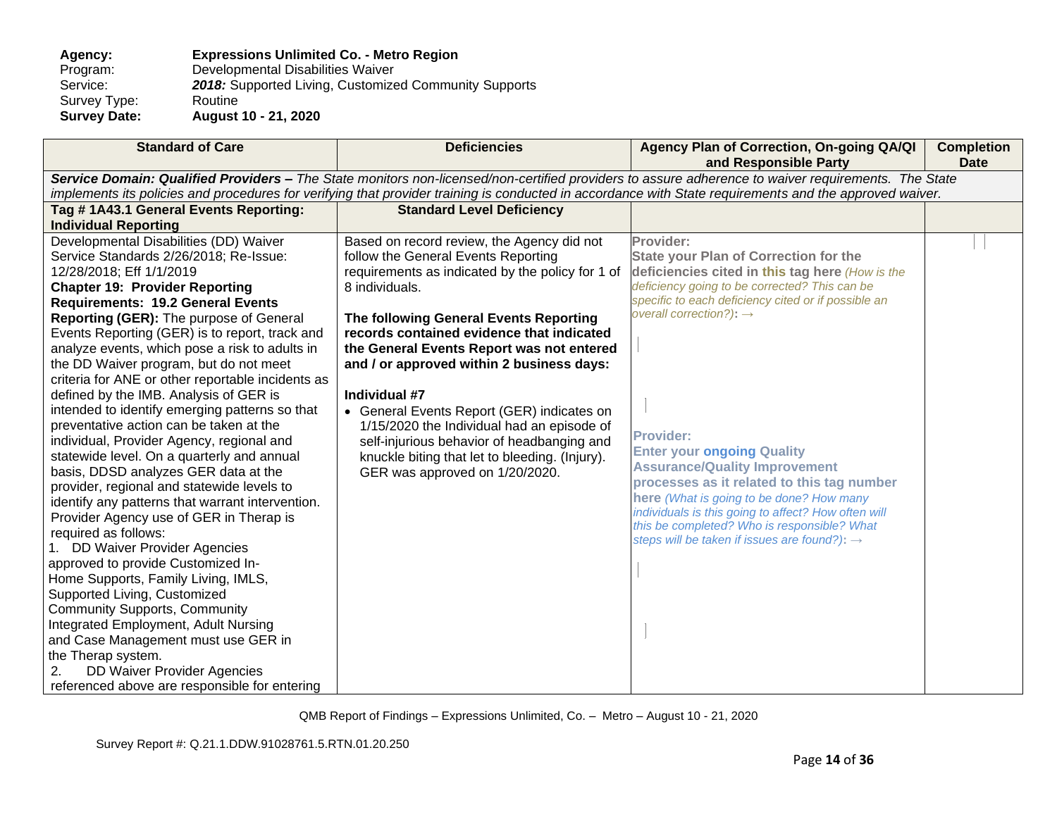**Agency:** **Expressions Unlimited Co. - Metro Region**
Program: Developmental Disabilities Waiver
Service: ***2018:*** Supported Living, Customized Community Supports
Survey Type: Routine
**Survey Date:** **August 10 - 21, 2020**

| Standard of Care | Deficiencies | Agency Plan of Correction, On-going QA/QI and Responsible Party | Completion Date |
|---|---|---|---|
| ***Service Domain: Qualified Providers –*** *The State monitors non-licensed/non-certified providers to assure adherence to waiver requirements. The State implements its policies and procedures for verifying that provider training is conducted in accordance with State requirements and the approved waiver.* | | | |
| **Tag # 1A43.1 General Events Reporting: Individual Reporting** | **Standard Level Deficiency** | | |
| Developmental Disabilities (DD) Waiver Service Standards 2/26/2018; Re-Issue: 12/28/2018; Eff 1/1/2019<br>**Chapter 19: Provider Reporting Requirements: 19.2 General Events Reporting (GER):** The purpose of General Events Reporting (GER) is to report, track and analyze events, which pose a risk to adults in the DD Waiver program, but do not meet criteria for ANE or other reportable incidents as defined by the IMB. Analysis of GER is intended to identify emerging patterns so that preventative action can be taken at the individual, Provider Agency, regional and statewide level. On a quarterly and annual basis, DDSD analyzes GER data at the provider, regional and statewide levels to identify any patterns that warrant intervention. Provider Agency use of GER in Therap is required as follows:<br>1. DD Waiver Provider Agencies approved to provide Customized In-Home Supports, Family Living, IMLS, Supported Living, Customized Community Supports, Community Integrated Employment, Adult Nursing and Case Management must use GER in the Therap system.<br>2. DD Waiver Provider Agencies referenced above are responsible for entering | Based on record review, the Agency did not follow the General Events Reporting requirements as indicated by the policy for 1 of 8 individuals.<br><br>**The following General Events Reporting records contained evidence that indicated the General Events Report was not entered and / or approved within 2 business days:**<br><br>**Individual #7**<br>• General Events Report (GER) indicates on 1/15/2020 the Individual had an episode of self-injurious behavior of headbanging and knuckle biting that let to bleeding. (Injury). GER was approved on 1/20/2020. | **Provider:**<br>**State your Plan of Correction for the deficiencies cited in this tag here** *(How is the deficiency going to be corrected? This can be specific to each deficiency cited or if possible an overall correction?)*: →<br><br>**Provider:**<br>**Enter your ongoing Quality Assurance/Quality Improvement processes as it related to this tag number here** *(What is going to be done? How many individuals is this going to affect? How often will this be completed? Who is responsible? What steps will be taken if issues are found?)*: → | |

QMB Report of Findings – Expressions Unlimited, Co. – Metro – August 10 - 21, 2020

Survey Report #: Q.21.1.DDW.91028761.5.RTN.01.20.250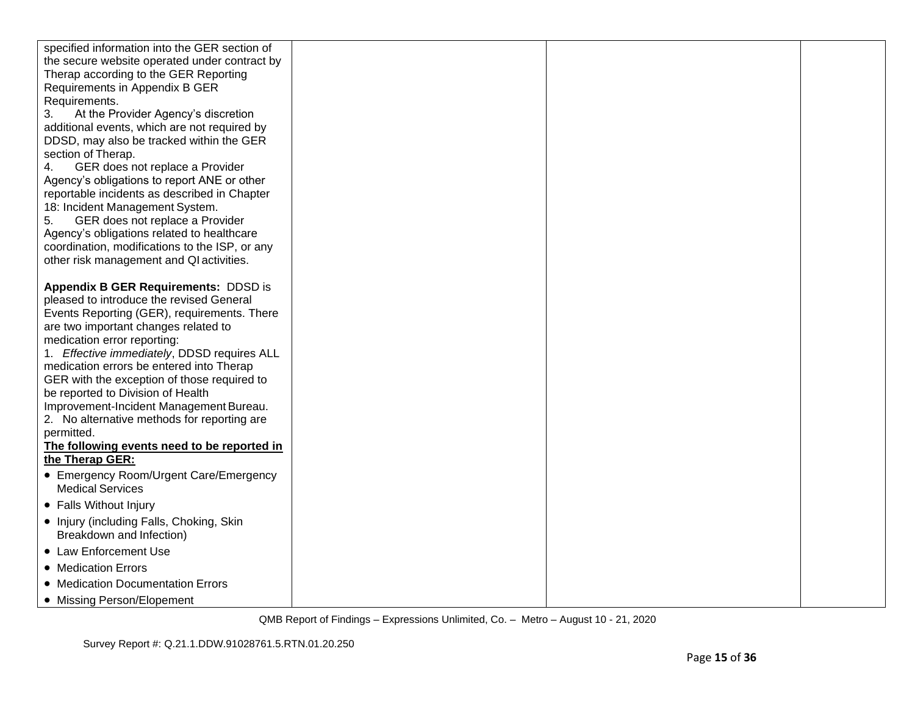| | | | |
|---|---|---|---|
| specified information into the GER section of the secure website operated under contract by Therap according to the GER Reporting Requirements in Appendix B GER Requirements.<br>3. At the Provider Agency's discretion additional events, which are not required by DDSD, may also be tracked within the GER section of Therap.<br>4. GER does not replace a Provider Agency's obligations to report ANE or other reportable incidents as described in Chapter 18: Incident Management System.<br>5. GER does not replace a Provider Agency's obligations related to healthcare coordination, modifications to the ISP, or any other risk management and QI activities.<br><br>**Appendix B GER Requirements:** DDSD is pleased to introduce the revised General Events Reporting (GER), requirements. There are two important changes related to medication error reporting:<br>1. *Effective immediately*, DDSD requires ALL medication errors be entered into Therap GER with the exception of those required to be reported to Division of Health Improvement-Incident Management Bureau.<br>2. No alternative methods for reporting are permitted.<br>**The following events need to be reported in the Therap GER:**<br>• Emergency Room/Urgent Care/Emergency Medical Services<br>• Falls Without Injury<br>• Injury (including Falls, Choking, Skin Breakdown and Infection)<br>• Law Enforcement Use<br>• Medication Errors<br>• Medication Documentation Errors<br>• Missing Person/Elopement | | | |

QMB Report of Findings – Expressions Unlimited, Co. – Metro – August 10 - 21, 2020

Survey Report #: Q.21.1.DDW.91028761.5.RTN.01.20.250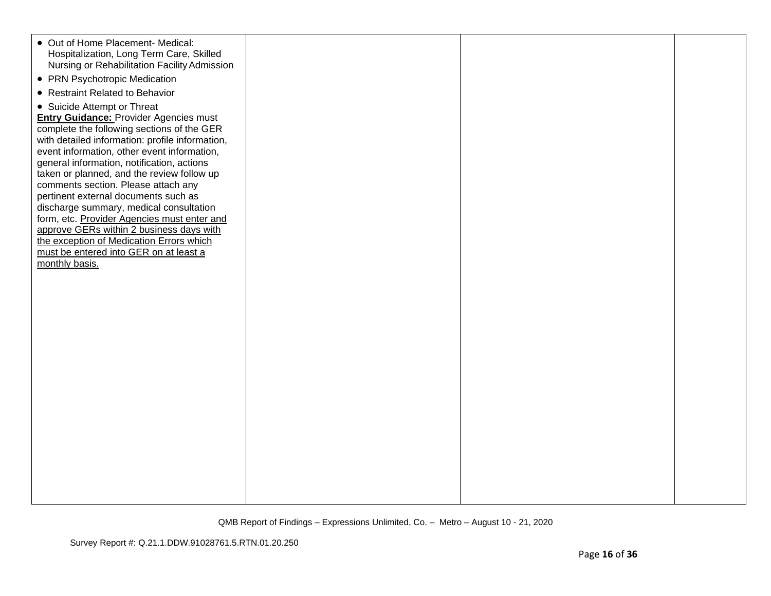| | | | |
|---|---|---|---|
| • Out of Home Placement- Medical: Hospitalization, Long Term Care, Skilled Nursing or Rehabilitation Facility Admission<br>• PRN Psychotropic Medication<br>• Restraint Related to Behavior<br>• Suicide Attempt or Threat<br>**Entry Guidance:** Provider Agencies must complete the following sections of the GER with detailed information: profile information, event information, other event information, general information, notification, actions taken or planned, and the review follow up comments section. Please attach any pertinent external documents such as discharge summary, medical consultation form, etc. <u>Provider Agencies must enter and approve GERs within 2 business days with the exception of Medication Errors which must be entered into GER on at least a monthly basis.</u> | | | |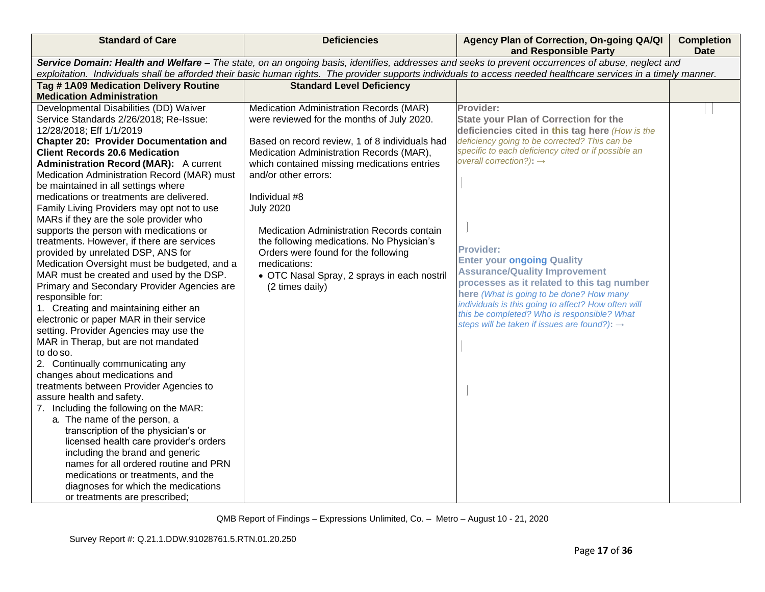| Standard of Care | Deficiencies | Agency Plan of Correction, On-going QA/QI and Responsible Party | Completion Date |
|---|---|---|---|
| ***Service Domain: Health and Welfare –** The state, on an ongoing basis, identifies, addresses and seeks to prevent occurrences of abuse, neglect and exploitation. Individuals shall be afforded their basic human rights. The provider supports individuals to access needed healthcare services in a timely manner.* | | | |
| **Tag # 1A09 Medication Delivery Routine Medication Administration** | **Standard Level Deficiency** | | |
| Developmental Disabilities (DD) Waiver Service Standards 2/26/2018; Re-Issue: 12/28/2018; Eff 1/1/2019<br>**Chapter 20: Provider Documentation and Client Records 20.6 Medication Administration Record (MAR):** A current Medication Administration Record (MAR) must be maintained in all settings where medications or treatments are delivered. Family Living Providers may opt not to use MARs if they are the sole provider who supports the person with medications or treatments. However, if there are services provided by unrelated DSP, ANS for Medication Oversight must be budgeted, and a MAR must be created and used by the DSP. Primary and Secondary Provider Agencies are responsible for:<br>1. Creating and maintaining either an electronic or paper MAR in their service setting. Provider Agencies may use the MAR in Therap, but are not mandated to do so.<br>2. Continually communicating any changes about medications and treatments between Provider Agencies to assure health and safety.<br>7. Including the following on the MAR:<br>a. The name of the person, a transcription of the physician's or licensed health care provider's orders including the brand and generic names for all ordered routine and PRN medications or treatments, and the diagnoses for which the medications or treatments are prescribed; | Medication Administration Records (MAR) were reviewed for the months of July 2020.<br><br>Based on record review, 1 of 8 individuals had Medication Administration Records (MAR), which contained missing medications entries and/or other errors:<br><br>Individual #8<br>July 2020<br><br>Medication Administration Records contain the following medications. No Physician's Orders were found for the following medications:<br>• OTC Nasal Spray, 2 sprays in each nostril (2 times daily) | **Provider:**<br>**State your Plan of Correction for the deficiencies cited in this tag here** *(How is the deficiency going to be corrected? This can be specific to each deficiency cited or if possible an overall correction?)*: →<br><br>**Provider:**<br>**Enter your ongoing Quality Assurance/Quality Improvement processes as it related to this tag number here** *(What is going to be done? How many individuals is this going to affect? How often will this be completed? Who is responsible? What steps will be taken if issues are found?)*: → | |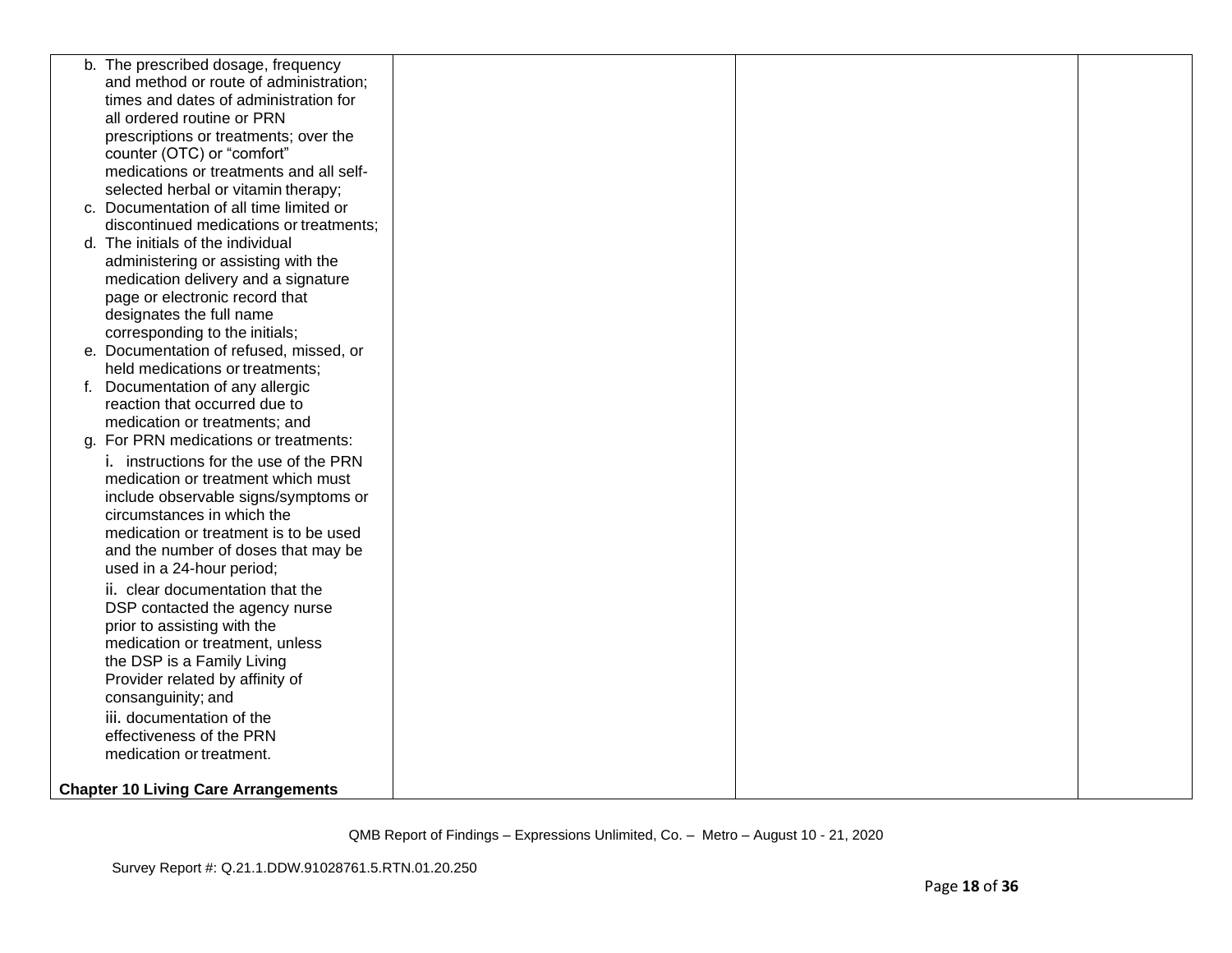| | | | |
|---|---|---|---|
| b. The prescribed dosage, frequency and method or route of administration; times and dates of administration for all ordered routine or PRN prescriptions or treatments; over the counter (OTC) or "comfort" medications or treatments and all self-selected herbal or vitamin therapy;<br>c. Documentation of all time limited or discontinued medications or treatments;<br>d. The initials of the individual administering or assisting with the medication delivery and a signature page or electronic record that designates the full name corresponding to the initials;<br>e. Documentation of refused, missed, or held medications or treatments;<br>f. Documentation of any allergic reaction that occurred due to medication or treatments; and<br>g. For PRN medications or treatments:<br>i. instructions for the use of the PRN medication or treatment which must include observable signs/symptoms or circumstances in which the medication or treatment is to be used and the number of doses that may be used in a 24-hour period;<br>ii. clear documentation that the DSP contacted the agency nurse prior to assisting with the medication or treatment, unless the DSP is a Family Living Provider related by affinity of consanguinity; and<br>iii. documentation of the effectiveness of the PRN medication or treatment.<br><br>**Chapter 10 Living Care Arrangements** | | | |

QMB Report of Findings – Expressions Unlimited, Co. – Metro – August 10 - 21, 2020

Survey Report #: Q.21.1.DDW.91028761.5.RTN.01.20.250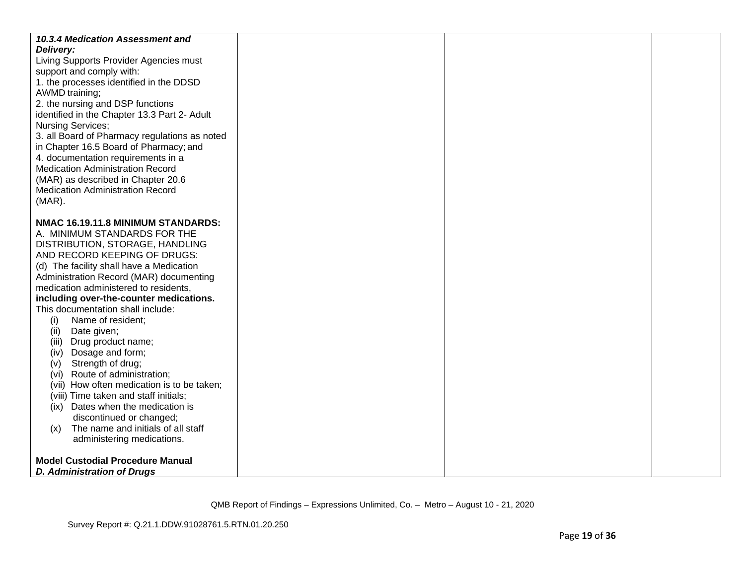| | | | |
|---|---|---|---|
| ***10.3.4 Medication Assessment and Delivery:***<br>Living Supports Provider Agencies must support and comply with:<br>1. the processes identified in the DDSD AWMD training;<br>2. the nursing and DSP functions identified in the Chapter 13.3 Part 2- Adult Nursing Services;<br>3. all Board of Pharmacy regulations as noted in Chapter 16.5 Board of Pharmacy; and<br>4. documentation requirements in a Medication Administration Record (MAR) as described in Chapter 20.6 Medication Administration Record (MAR).<br><br>**NMAC 16.19.11.8 MINIMUM STANDARDS:**<br>A. MINIMUM STANDARDS FOR THE DISTRIBUTION, STORAGE, HANDLING AND RECORD KEEPING OF DRUGS:<br>(d) The facility shall have a Medication Administration Record (MAR) documenting medication administered to residents, **including over-the-counter medications.** This documentation shall include:<br>(i) Name of resident;<br>(ii) Date given;<br>(iii) Drug product name;<br>(iv) Dosage and form;<br>(v) Strength of drug;<br>(vi) Route of administration;<br>(vii) How often medication is to be taken;<br>(viii) Time taken and staff initials;<br>(ix) Dates when the medication is discontinued or changed;<br>(x) The name and initials of all staff administering medications.<br><br>**Model Custodial Procedure Manual**<br>***D. Administration of Drugs*** | | | |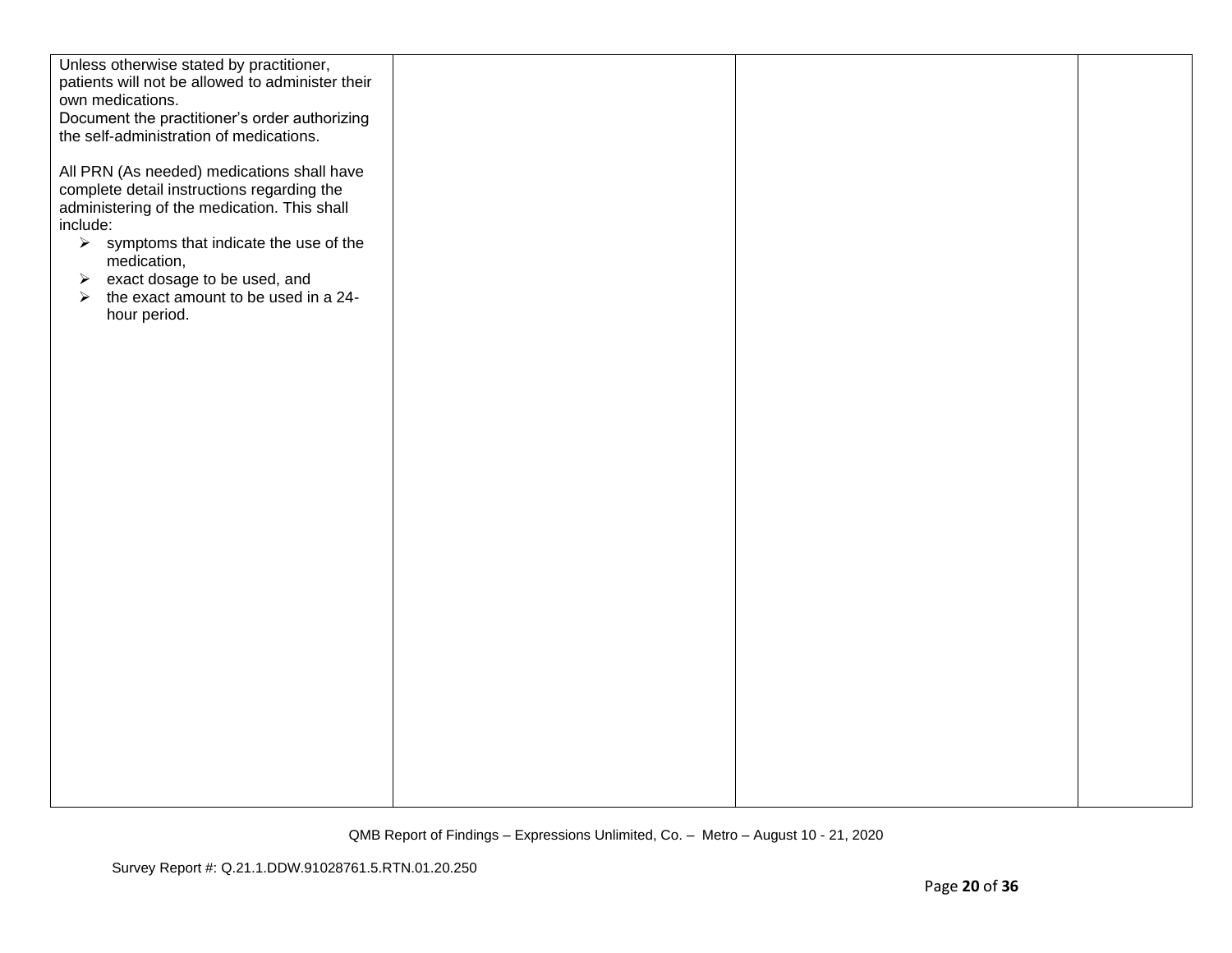| | | | |
|---|---|---|---|
| Unless otherwise stated by practitioner, patients will not be allowed to administer their own medications.<br>Document the practitioner's order authorizing the self-administration of medications.<br><br>All PRN (As needed) medications shall have complete detail instructions regarding the administering of the medication. This shall include:<br>➢ symptoms that indicate the use of the medication,<br>➢ exact dosage to be used, and<br>➢ the exact amount to be used in a 24-hour period. | | | |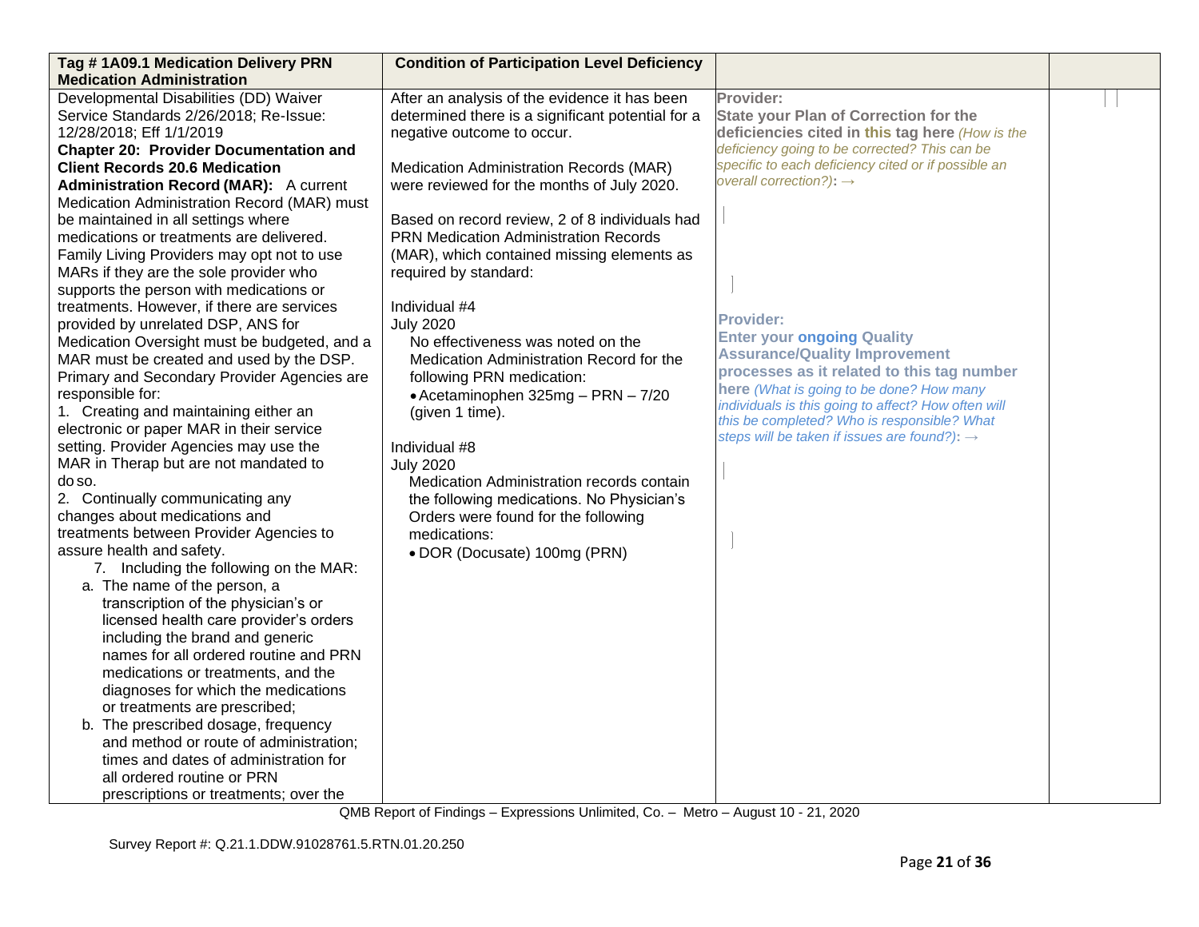| Tag # 1A09.1 Medication Delivery PRN Medication Administration | Condition of Participation Level Deficiency | | |
|---|---|---|---|
| Developmental Disabilities (DD) Waiver Service Standards 2/26/2018; Re-Issue: 12/28/2018; Eff 1/1/2019<br>**Chapter 20: Provider Documentation and Client Records 20.6 Medication Administration Record (MAR):** A current Medication Administration Record (MAR) must be maintained in all settings where medications or treatments are delivered. Family Living Providers may opt not to use MARs if they are the sole provider who supports the person with medications or treatments. However, if there are services provided by unrelated DSP, ANS for Medication Oversight must be budgeted, and a MAR must be created and used by the DSP. Primary and Secondary Provider Agencies are responsible for:<br>1. Creating and maintaining either an electronic or paper MAR in their service setting. Provider Agencies may use the MAR in Therap but are not mandated to do so.<br>2. Continually communicating any changes about medications and treatments between Provider Agencies to assure health and safety.<br>7. Including the following on the MAR:<br>a. The name of the person, a transcription of the physician's or licensed health care provider's orders including the brand and generic names for all ordered routine and PRN medications or treatments, and the diagnoses for which the medications or treatments are prescribed;<br>b. The prescribed dosage, frequency and method or route of administration; times and dates of administration for all ordered routine or PRN prescriptions or treatments; over the | After an analysis of the evidence it has been determined there is a significant potential for a negative outcome to occur.<br><br>Medication Administration Records (MAR) were reviewed for the months of July 2020.<br><br>Based on record review, 2 of 8 individuals had PRN Medication Administration Records (MAR), which contained missing elements as required by standard:<br><br>Individual #4<br>July 2020<br>No effectiveness was noted on the Medication Administration Record for the following PRN medication:<br>• Acetaminophen 325mg – PRN – 7/20 (given 1 time).<br><br>Individual #8<br>July 2020<br>Medication Administration records contain the following medications. No Physician's Orders were found for the following medications:<br>• DOR (Docusate) 100mg (PRN) | **Provider:**<br>**State your Plan of Correction for the deficiencies cited in this tag here** *(How is the deficiency going to be corrected? This can be specific to each deficiency cited or if possible an overall correction?)*: →<br><br><br><br>**Provider:**<br>**Enter your ongoing Quality Assurance/Quality Improvement processes as it related to this tag number here** *(What is going to be done? How many individuals is this going to affect? How often will this be completed? Who is responsible? What steps will be taken if issues are found?)*: → | |

QMB Report of Findings – Expressions Unlimited, Co. – Metro – August 10 - 21, 2020

Survey Report #: Q.21.1.DDW.91028761.5.RTN.01.20.250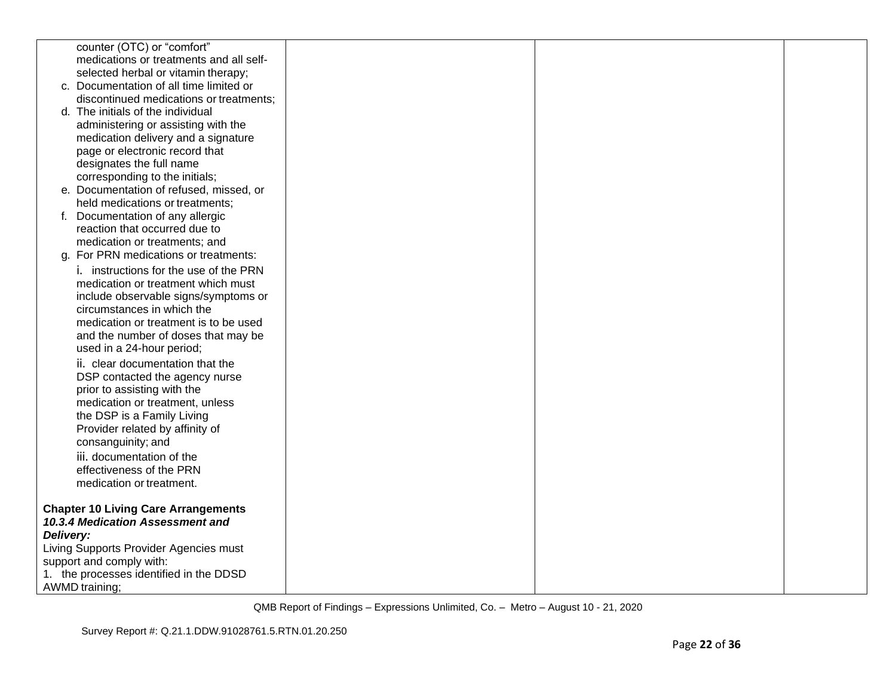| | | | |
|---|---|---|---|
| counter (OTC) or "comfort" medications or treatments and all self-selected herbal or vitamin therapy;<br>c. Documentation of all time limited or discontinued medications or treatments;<br>d. The initials of the individual administering or assisting with the medication delivery and a signature page or electronic record that designates the full name corresponding to the initials;<br>e. Documentation of refused, missed, or held medications or treatments;<br>f. Documentation of any allergic reaction that occurred due to medication or treatments; and<br>g. For PRN medications or treatments:<br>i. instructions for the use of the PRN medication or treatment which must include observable signs/symptoms or circumstances in which the medication or treatment is to be used and the number of doses that may be used in a 24-hour period;<br>ii. clear documentation that the DSP contacted the agency nurse prior to assisting with the medication or treatment, unless the DSP is a Family Living Provider related by affinity of consanguinity; and<br>iii. documentation of the effectiveness of the PRN medication or treatment.<br><br>**Chapter 10 Living Care Arrangements**<br>***10.3.4 Medication Assessment and Delivery:***<br>Living Supports Provider Agencies must support and comply with:<br>1. the processes identified in the DDSD AWMD training; | | | |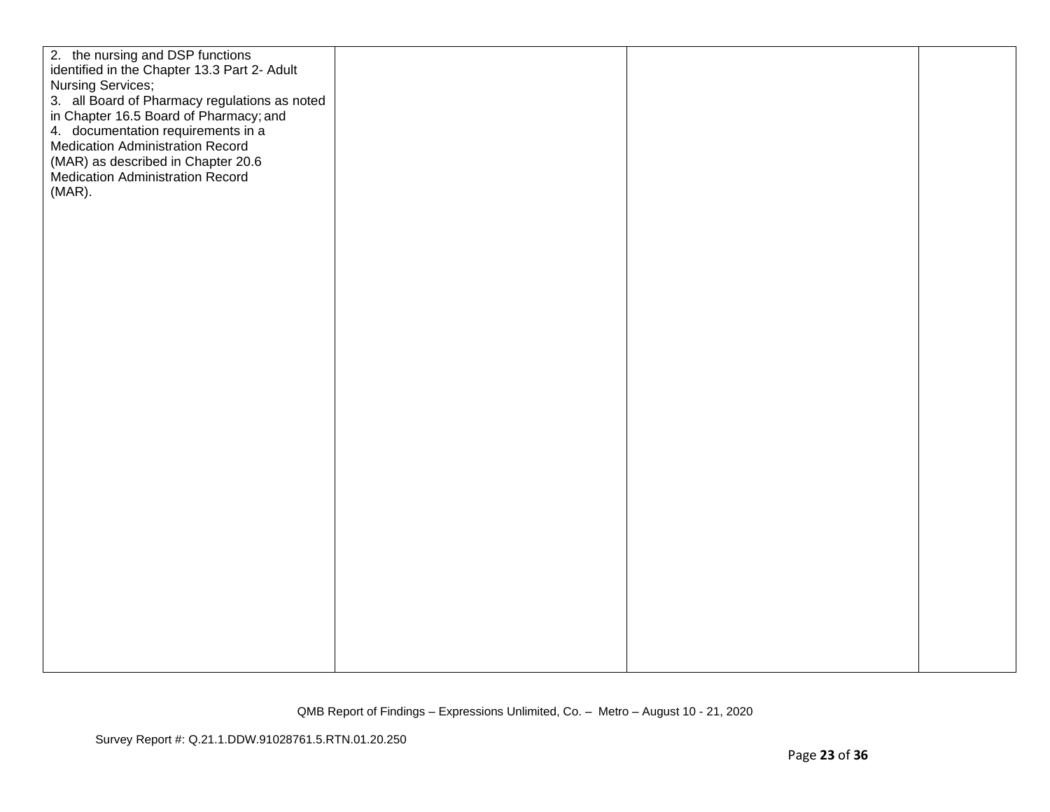| | | | |
|---|---|---|---|
| 2. the nursing and DSP functions identified in the Chapter 13.3 Part 2- Adult Nursing Services;<br>3. all Board of Pharmacy regulations as noted in Chapter 16.5 Board of Pharmacy; and<br>4. documentation requirements in a Medication Administration Record (MAR) as described in Chapter 20.6 Medication Administration Record (MAR). | | | |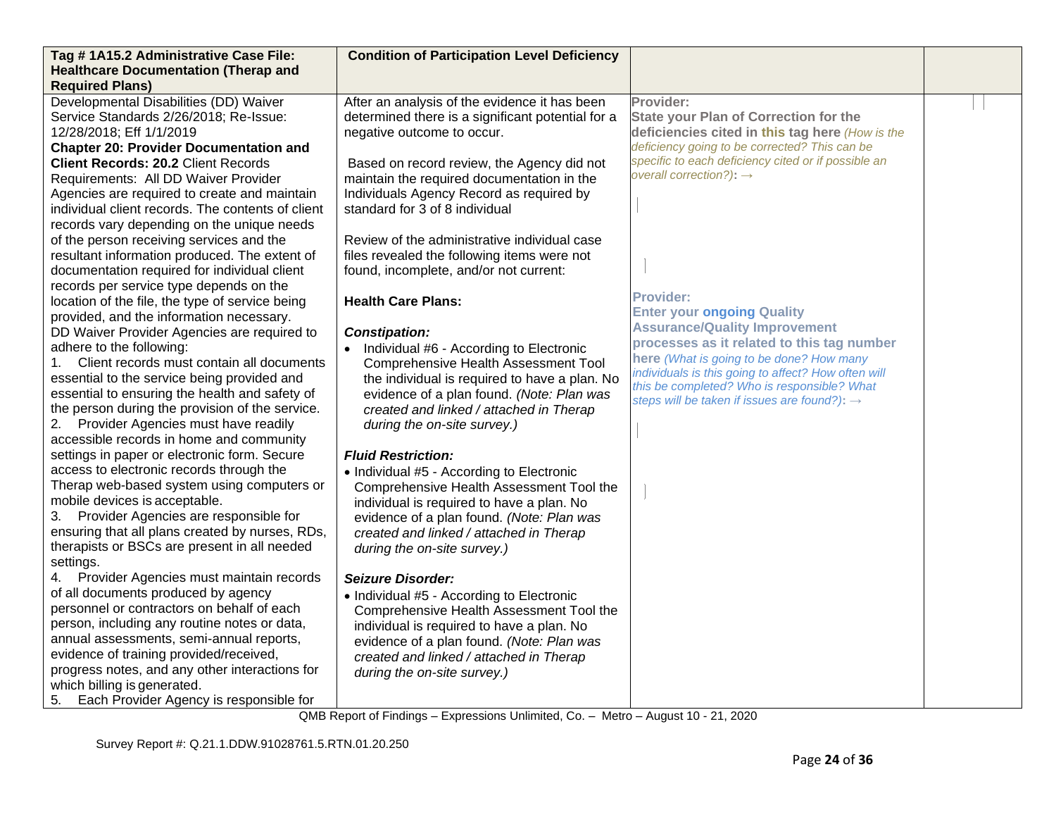| Tag # 1A15.2 Administrative Case File: Healthcare Documentation (Therap and Required Plans) | Condition of Participation Level Deficiency | | |
|---|---|---|---|
| Developmental Disabilities (DD) Waiver Service Standards 2/26/2018; Re-Issue: 12/28/2018; Eff 1/1/2019<br>**Chapter 20: Provider Documentation and Client Records: 20.2** Client Records Requirements: All DD Waiver Provider Agencies are required to create and maintain individual client records. The contents of client records vary depending on the unique needs of the person receiving services and the resultant information produced. The extent of documentation required for individual client records per service type depends on the location of the file, the type of service being provided, and the information necessary.<br>DD Waiver Provider Agencies are required to adhere to the following:<br>1. Client records must contain all documents essential to the service being provided and essential to ensuring the health and safety of the person during the provision of the service.<br>2. Provider Agencies must have readily accessible records in home and community settings in paper or electronic form. Secure access to electronic records through the Therap web-based system using computers or mobile devices is acceptable.<br>3. Provider Agencies are responsible for ensuring that all plans created by nurses, RDs, therapists or BSCs are present in all needed settings.<br>4. Provider Agencies must maintain records of all documents produced by agency personnel or contractors on behalf of each person, including any routine notes or data, annual assessments, semi-annual reports, evidence of training provided/received, progress notes, and any other interactions for which billing is generated.<br>5. Each Provider Agency is responsible for | After an analysis of the evidence it has been determined there is a significant potential for a negative outcome to occur.<br><br>Based on record review, the Agency did not maintain the required documentation in the Individuals Agency Record as required by standard for 3 of 8 individual<br><br>Review of the administrative individual case files revealed the following items were not found, incomplete, and/or not current:<br><br>**Health Care Plans:**<br><br>***Constipation:***<br>• Individual #6 - According to Electronic Comprehensive Health Assessment Tool the individual is required to have a plan. No evidence of a plan found. *(Note: Plan was created and linked / attached in Therap during the on-site survey.)*<br><br>***Fluid Restriction:***<br>• Individual #5 - According to Electronic Comprehensive Health Assessment Tool the individual is required to have a plan. No evidence of a plan found. *(Note: Plan was created and linked / attached in Therap during the on-site survey.)*<br><br>***Seizure Disorder:***<br>• Individual #5 - According to Electronic Comprehensive Health Assessment Tool the individual is required to have a plan. No evidence of a plan found. *(Note: Plan was created and linked / attached in Therap during the on-site survey.)* | **Provider:**<br>**State your Plan of Correction for the deficiencies cited in this tag here** *(How is the deficiency going to be corrected? This can be specific to each deficiency cited or if possible an overall correction?)*: →<br><br>**Provider:**<br>**Enter your ongoing Quality Assurance/Quality Improvement processes as it related to this tag number here** *(What is going to be done? How many individuals is this going to affect? How often will this be completed? Who is responsible? What steps will be taken if issues are found?)*: → | |

QMB Report of Findings – Expressions Unlimited, Co. – Metro – August 10 - 21, 2020

Survey Report #: Q.21.1.DDW.91028761.5.RTN.01.20.250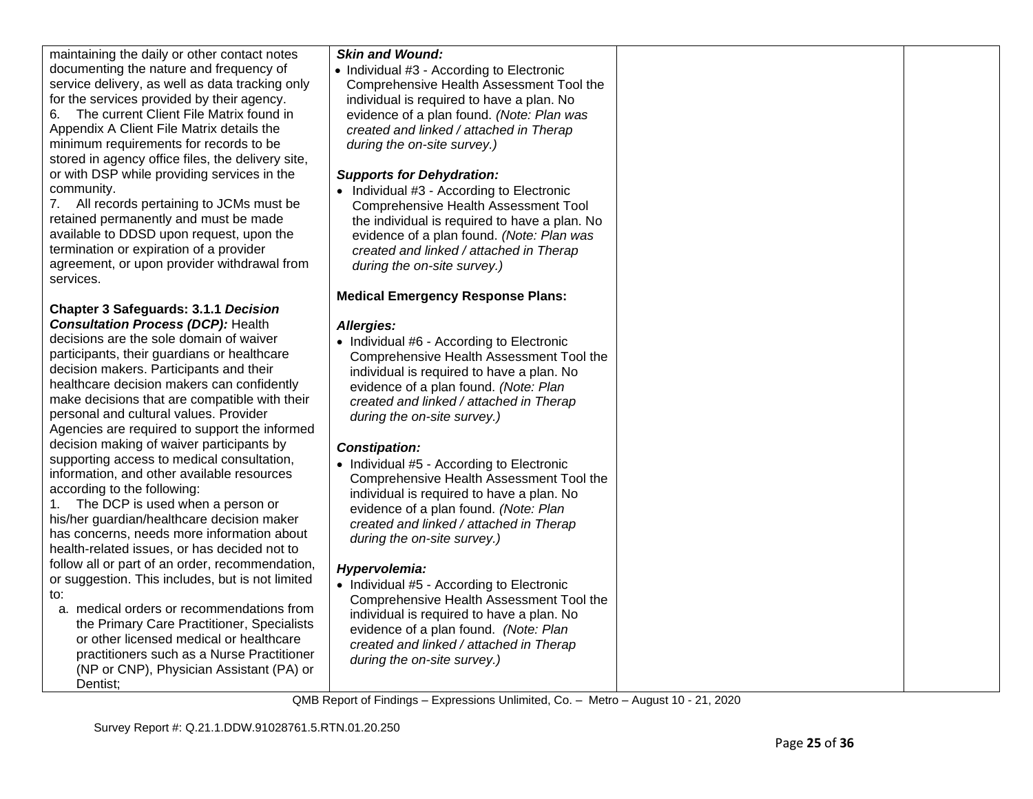| | | | |
|---|---|---|---|
| maintaining the daily or other contact notes documenting the nature and frequency of service delivery, as well as data tracking only for the services provided by their agency.<br>6. The current Client File Matrix found in Appendix A Client File Matrix details the minimum requirements for records to be stored in agency office files, the delivery site, or with DSP while providing services in the community.<br>7. All records pertaining to JCMs must be retained permanently and must be made available to DDSD upon request, upon the termination or expiration of a provider agreement, or upon provider withdrawal from services.<br><br>**Chapter 3 Safeguards: 3.1.1 *Decision Consultation Process (DCP):*** Health decisions are the sole domain of waiver participants, their guardians or healthcare decision makers. Participants and their healthcare decision makers can confidently make decisions that are compatible with their personal and cultural values. Provider Agencies are required to support the informed decision making of waiver participants by supporting access to medical consultation, information, and other available resources according to the following:<br>1. The DCP is used when a person or his/her guardian/healthcare decision maker has concerns, needs more information about health-related issues, or has decided not to follow all or part of an order, recommendation, or suggestion. This includes, but is not limited to:<br>a. medical orders or recommendations from the Primary Care Practitioner, Specialists or other licensed medical or healthcare practitioners such as a Nurse Practitioner (NP or CNP), Physician Assistant (PA) or Dentist; | ***Skin and Wound:***<br>• Individual #3 - According to Electronic Comprehensive Health Assessment Tool the individual is required to have a plan. No evidence of a plan found. *(Note: Plan was created and linked / attached in Therap during the on-site survey.)*<br><br>***Supports for Dehydration:***<br>• Individual #3 - According to Electronic Comprehensive Health Assessment Tool the individual is required to have a plan. No evidence of a plan found. *(Note: Plan was created and linked / attached in Therap during the on-site survey.)*<br><br>**Medical Emergency Response Plans:**<br><br>***Allergies:***<br>• Individual #6 - According to Electronic Comprehensive Health Assessment Tool the individual is required to have a plan. No evidence of a plan found. *(Note: Plan created and linked / attached in Therap during the on-site survey.)*<br><br>***Constipation:***<br>• Individual #5 - According to Electronic Comprehensive Health Assessment Tool the individual is required to have a plan. No evidence of a plan found. *(Note: Plan created and linked / attached in Therap during the on-site survey.)*<br><br>***Hypervolemia:***<br>• Individual #5 - According to Electronic Comprehensive Health Assessment Tool the individual is required to have a plan. No evidence of a plan found. *(Note: Plan created and linked / attached in Therap during the on-site survey.)* | | |

QMB Report of Findings – Expressions Unlimited, Co. – Metro – August 10 - 21, 2020

Survey Report #: Q.21.1.DDW.91028761.5.RTN.01.20.250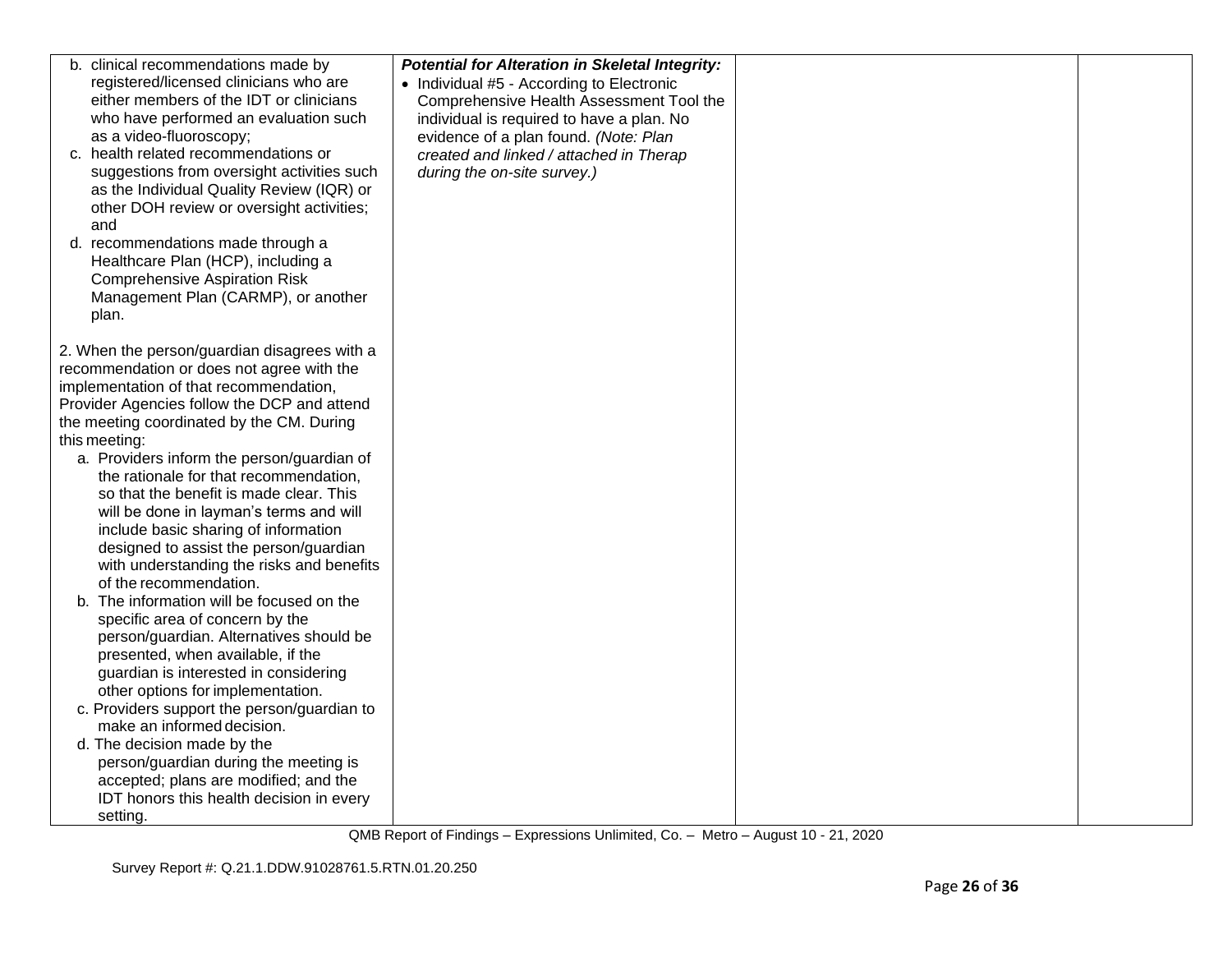| | | | |
|---|---|---|---|
| b. clinical recommendations made by registered/licensed clinicians who are either members of the IDT or clinicians who have performed an evaluation such as a video-fluoroscopy;<br>c. health related recommendations or suggestions from oversight activities such as the Individual Quality Review (IQR) or other DOH review or oversight activities; and<br>d. recommendations made through a Healthcare Plan (HCP), including a Comprehensive Aspiration Risk Management Plan (CARMP), or another plan.<br><br>2. When the person/guardian disagrees with a recommendation or does not agree with the implementation of that recommendation, Provider Agencies follow the DCP and attend the meeting coordinated by the CM. During this meeting:<br>a. Providers inform the person/guardian of the rationale for that recommendation, so that the benefit is made clear. This will be done in layman's terms and will include basic sharing of information designed to assist the person/guardian with understanding the risks and benefits of the recommendation.<br>b. The information will be focused on the specific area of concern by the person/guardian. Alternatives should be presented, when available, if the guardian is interested in considering other options for implementation.<br>c. Providers support the person/guardian to make an informed decision.<br>d. The decision made by the person/guardian during the meeting is accepted; plans are modified; and the IDT honors this health decision in every setting. | ***Potential for Alteration in Skeletal Integrity:***<br>• Individual #5 - According to Electronic Comprehensive Health Assessment Tool the individual is required to have a plan. No evidence of a plan found. *(Note: Plan created and linked / attached in Therap during the on-site survey.)* | | |

QMB Report of Findings – Expressions Unlimited, Co. – Metro – August 10 - 21, 2020

Survey Report #: Q.21.1.DDW.91028761.5.RTN.01.20.250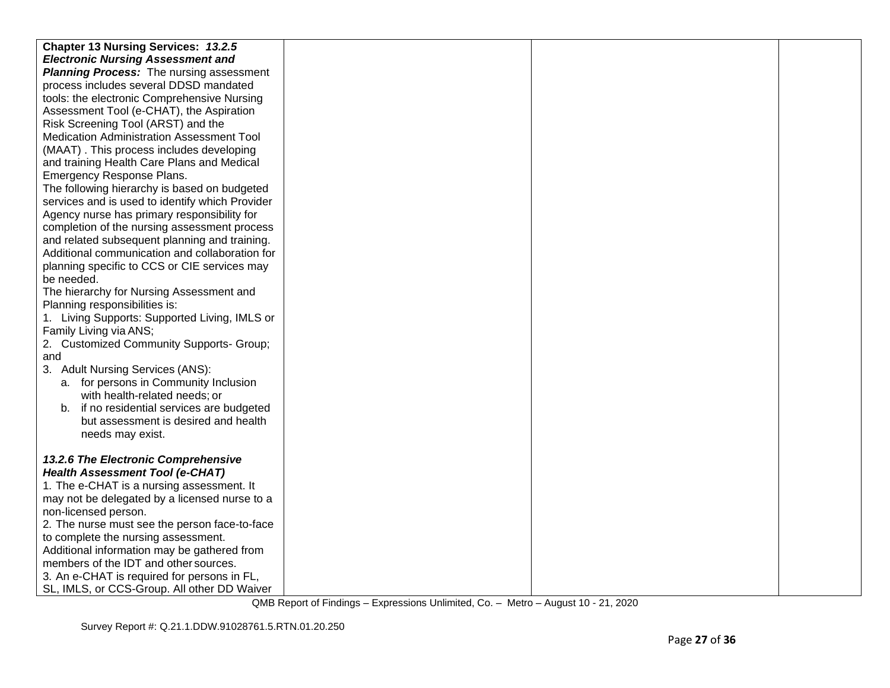| | | | |
|---|---|---|---|
| **Chapter 13 Nursing Services:** ***13.2.5 Electronic Nursing Assessment and Planning Process:*** The nursing assessment process includes several DDSD mandated tools: the electronic Comprehensive Nursing Assessment Tool (e-CHAT), the Aspiration Risk Screening Tool (ARST) and the Medication Administration Assessment Tool (MAAT) . This process includes developing and training Health Care Plans and Medical Emergency Response Plans.<br>The following hierarchy is based on budgeted services and is used to identify which Provider Agency nurse has primary responsibility for completion of the nursing assessment process and related subsequent planning and training. Additional communication and collaboration for planning specific to CCS or CIE services may be needed.<br>The hierarchy for Nursing Assessment and Planning responsibilities is:<br>1. Living Supports: Supported Living, IMLS or Family Living via ANS;<br>2. Customized Community Supports- Group; and<br>3. Adult Nursing Services (ANS):<br>a. for persons in Community Inclusion with health-related needs; or<br>b. if no residential services are budgeted but assessment is desired and health needs may exist.<br><br>***13.2.6 The Electronic Comprehensive Health Assessment Tool (e-CHAT)***<br>1. The e-CHAT is a nursing assessment. It may not be delegated by a licensed nurse to a non-licensed person.<br>2. The nurse must see the person face-to-face to complete the nursing assessment. Additional information may be gathered from members of the IDT and other sources.<br>3. An e-CHAT is required for persons in FL, SL, IMLS, or CCS-Group. All other DD Waiver | | | |

QMB Report of Findings – Expressions Unlimited, Co. – Metro – August 10 - 21, 2020

Survey Report #: Q.21.1.DDW.91028761.5.RTN.01.20.250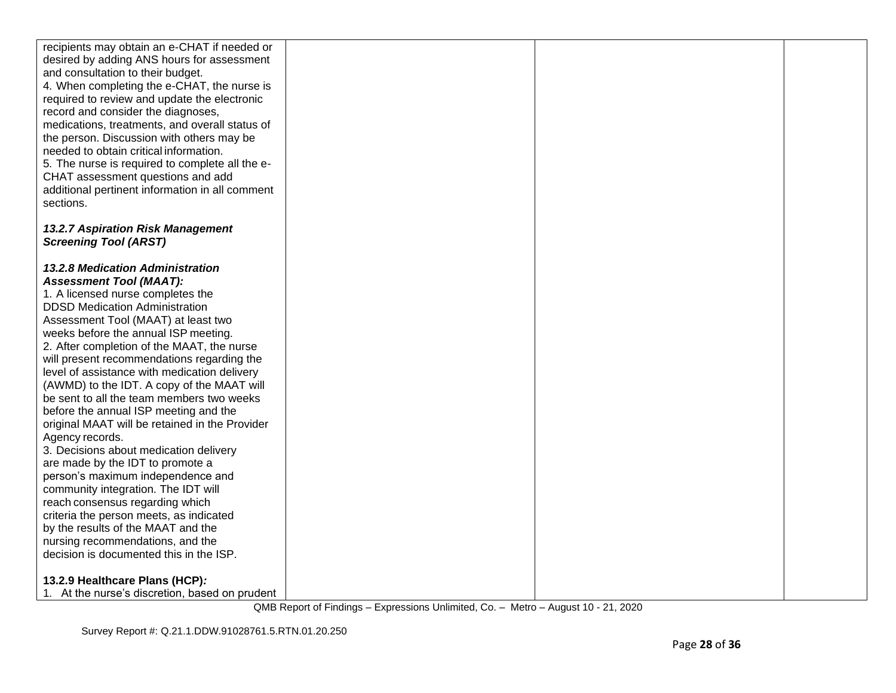| | | | |
|---|---|---|---|
| recipients may obtain an e-CHAT if needed or desired by adding ANS hours for assessment and consultation to their budget.<br>4. When completing the e-CHAT, the nurse is required to review and update the electronic record and consider the diagnoses, medications, treatments, and overall status of the person. Discussion with others may be needed to obtain critical information.<br>5. The nurse is required to complete all the e-CHAT assessment questions and add additional pertinent information in all comment sections.<br><br>***13.2.7 Aspiration Risk Management Screening Tool (ARST)***<br><br>***13.2.8 Medication Administration Assessment Tool (MAAT):***<br>1. A licensed nurse completes the DDSD Medication Administration Assessment Tool (MAAT) at least two weeks before the annual ISP meeting.<br>2. After completion of the MAAT, the nurse will present recommendations regarding the level of assistance with medication delivery (AWMD) to the IDT. A copy of the MAAT will be sent to all the team members two weeks before the annual ISP meeting and the original MAAT will be retained in the Provider Agency records.<br>3. Decisions about medication delivery are made by the IDT to promote a person's maximum independence and community integration. The IDT will reach consensus regarding which criteria the person meets, as indicated by the results of the MAAT and the nursing recommendations, and the decision is documented this in the ISP.<br><br>**13.2.9 Healthcare Plans (HCP)*:***<br>1. At the nurse's discretion, based on prudent | | | |

QMB Report of Findings – Expressions Unlimited, Co. – Metro – August 10 - 21, 2020

Survey Report #: Q.21.1.DDW.91028761.5.RTN.01.20.250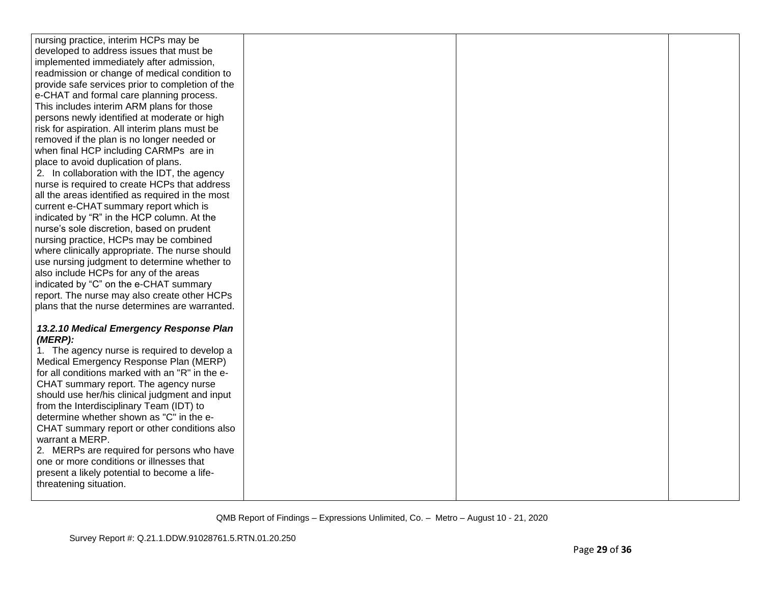| | | | |
|---|---|---|---|
| nursing practice, interim HCPs may be developed to address issues that must be implemented immediately after admission, readmission or change of medical condition to provide safe services prior to completion of the e-CHAT and formal care planning process. This includes interim ARM plans for those persons newly identified at moderate or high risk for aspiration. All interim plans must be removed if the plan is no longer needed or when final HCP including CARMPs are in place to avoid duplication of plans.<br>2. In collaboration with the IDT, the agency nurse is required to create HCPs that address all the areas identified as required in the most current e-CHAT summary report which is indicated by "R" in the HCP column. At the nurse's sole discretion, based on prudent nursing practice, HCPs may be combined where clinically appropriate. The nurse should use nursing judgment to determine whether to also include HCPs for any of the areas indicated by "C" on the e-CHAT summary report. The nurse may also create other HCPs plans that the nurse determines are warranted.<br><br>***13.2.10 Medical Emergency Response Plan (MERP):***<br>1. The agency nurse is required to develop a Medical Emergency Response Plan (MERP) for all conditions marked with an "R" in the e-CHAT summary report. The agency nurse should use her/his clinical judgment and input from the Interdisciplinary Team (IDT) to determine whether shown as "C" in the e-CHAT summary report or other conditions also warrant a MERP.<br>2. MERPs are required for persons who have one or more conditions or illnesses that present a likely potential to become a life-threatening situation. | | | |

QMB Report of Findings – Expressions Unlimited, Co. – Metro – August 10 - 21, 2020

Survey Report #: Q.21.1.DDW.91028761.5.RTN.01.20.250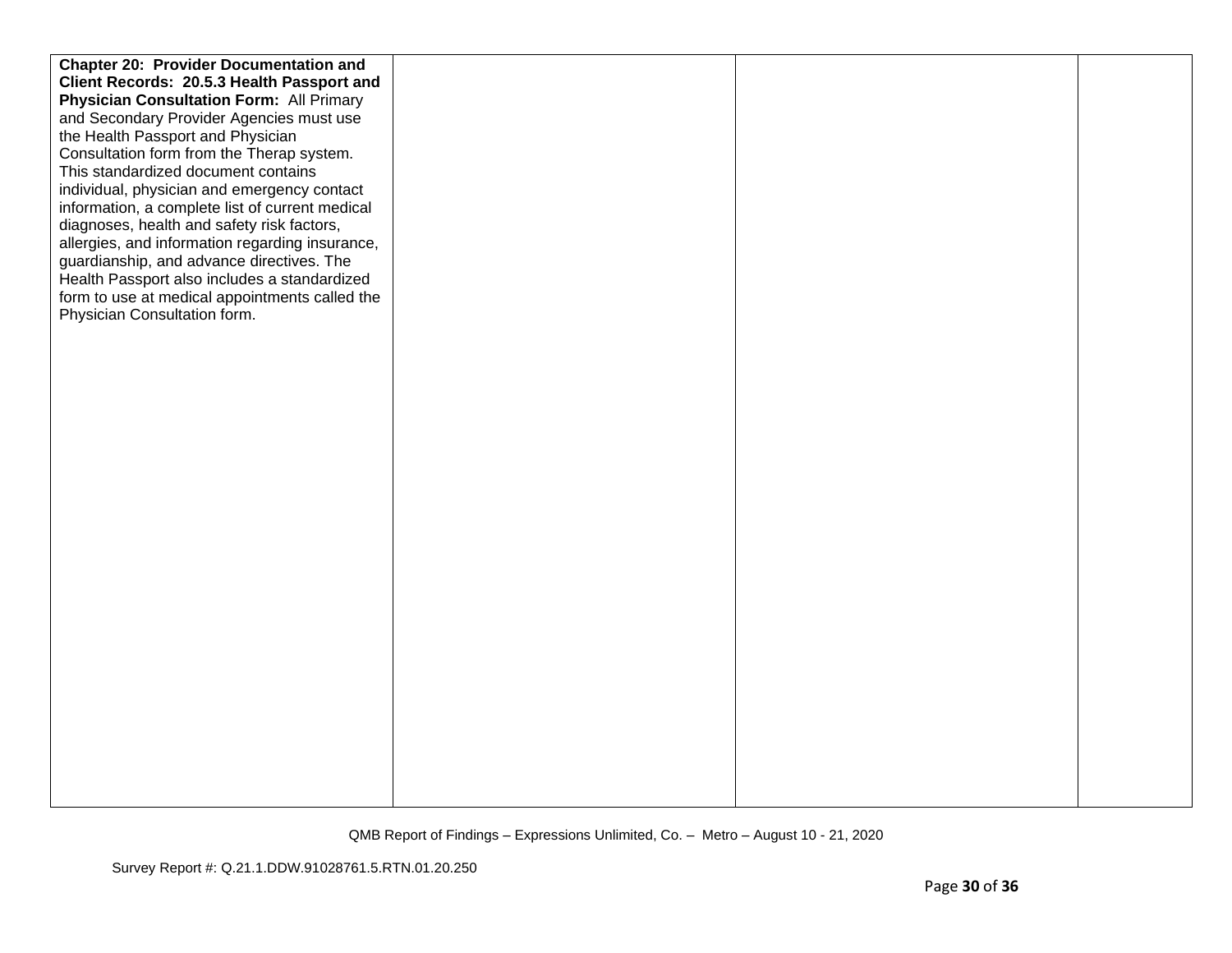| | | | |
|---|---|---|---|
| **Chapter 20: Provider Documentation and Client Records: 20.5.3 Health Passport and Physician Consultation Form:** All Primary and Secondary Provider Agencies must use the Health Passport and Physician Consultation form from the Therap system. This standardized document contains individual, physician and emergency contact information, a complete list of current medical diagnoses, health and safety risk factors, allergies, and information regarding insurance, guardianship, and advance directives. The Health Passport also includes a standardized form to use at medical appointments called the Physician Consultation form. | | | |

QMB Report of Findings – Expressions Unlimited, Co. – Metro – August 10 - 21, 2020

Survey Report #: Q.21.1.DDW.91028761.5.RTN.01.20.250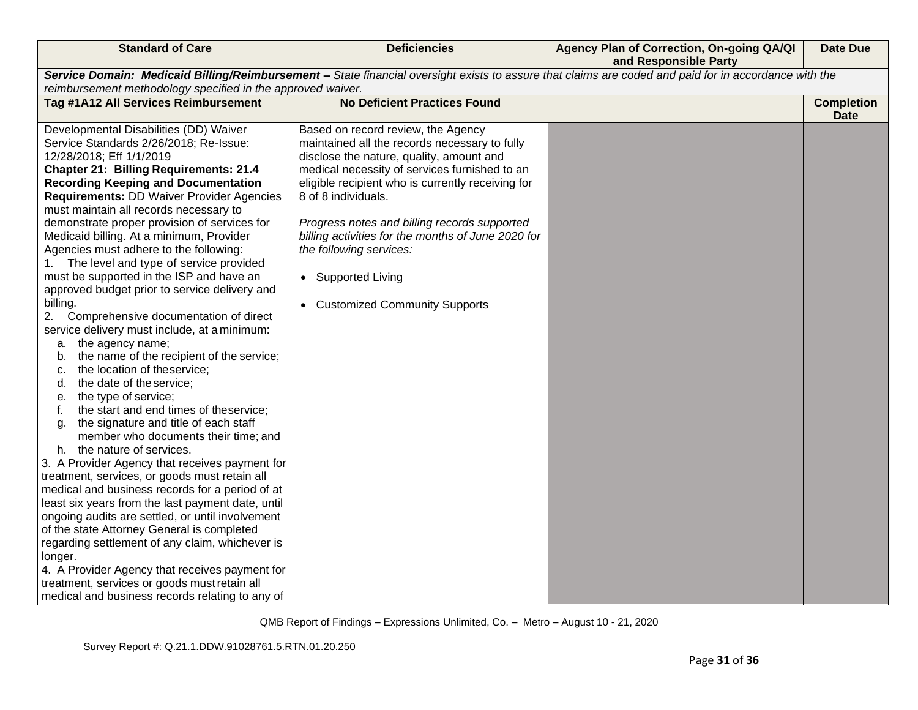| Standard of Care | Deficiencies | Agency Plan of Correction, On-going QA/QI and Responsible Party | Date Due |
|---|---|---|---|
| ***Service Domain: Medicaid Billing/Reimbursement –*** *State financial oversight exists to assure that claims are coded and paid for in accordance with the reimbursement methodology specified in the approved waiver.* | | | |
| **Tag #1A12 All Services Reimbursement** | **No Deficient Practices Found** | | **Completion Date** |
| Developmental Disabilities (DD) Waiver Service Standards 2/26/2018; Re-Issue: 12/28/2018; Eff 1/1/2019<br>**Chapter 21: Billing Requirements: 21.4 Recording Keeping and Documentation Requirements:** DD Waiver Provider Agencies must maintain all records necessary to demonstrate proper provision of services for Medicaid billing. At a minimum, Provider Agencies must adhere to the following:<br>1. The level and type of service provided must be supported in the ISP and have an approved budget prior to service delivery and billing.<br>2. Comprehensive documentation of direct service delivery must include, at a minimum:<br>a. the agency name;<br>b. the name of the recipient of the service;<br>c. the location of the service;<br>d. the date of the service;<br>e. the type of service;<br>f. the start and end times of the service;<br>g. the signature and title of each staff member who documents their time; and<br>h. the nature of services.<br>3. A Provider Agency that receives payment for treatment, services, or goods must retain all medical and business records for a period of at least six years from the last payment date, until ongoing audits are settled, or until involvement of the state Attorney General is completed regarding settlement of any claim, whichever is longer.<br>4. A Provider Agency that receives payment for treatment, services or goods must retain all medical and business records relating to any of | Based on record review, the Agency maintained all the records necessary to fully disclose the nature, quality, amount and medical necessity of services furnished to an eligible recipient who is currently receiving for 8 of 8 individuals.<br><br>*Progress notes and billing records supported billing activities for the months of June 2020 for the following services:*<br><br>• Supported Living<br><br>• Customized Community Supports | | |

QMB Report of Findings – Expressions Unlimited, Co. – Metro – August 10 - 21, 2020

Survey Report #: Q.21.1.DDW.91028761.5.RTN.01.20.250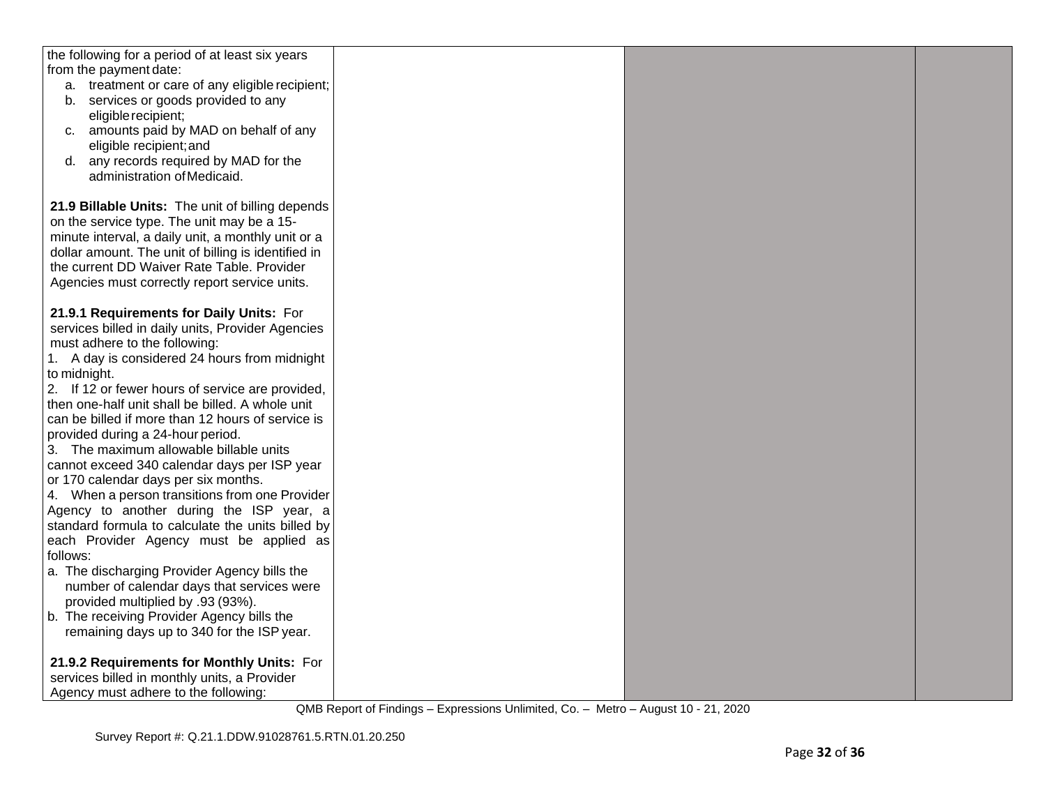| | | | |
|---|---|---|---|
| the following for a period of at least six years from the payment date:<br>a. treatment or care of any eligible recipient;<br>b. services or goods provided to any eligible recipient;<br>c. amounts paid by MAD on behalf of any eligible recipient; and<br>d. any records required by MAD for the administration of Medicaid.<br><br>**21.9 Billable Units:** The unit of billing depends on the service type. The unit may be a 15-minute interval, a daily unit, a monthly unit or a dollar amount. The unit of billing is identified in the current DD Waiver Rate Table. Provider Agencies must correctly report service units.<br><br>**21.9.1 Requirements for Daily Units:** For services billed in daily units, Provider Agencies must adhere to the following:<br>1. A day is considered 24 hours from midnight to midnight.<br>2. If 12 or fewer hours of service are provided, then one-half unit shall be billed. A whole unit can be billed if more than 12 hours of service is provided during a 24-hour period.<br>3. The maximum allowable billable units cannot exceed 340 calendar days per ISP year or 170 calendar days per six months.<br>4. When a person transitions from one Provider Agency to another during the ISP year, a standard formula to calculate the units billed by each Provider Agency must be applied as follows:<br>a. The discharging Provider Agency bills the number of calendar days that services were provided multiplied by .93 (93%).<br>b. The receiving Provider Agency bills the remaining days up to 340 for the ISP year.<br><br>**21.9.2 Requirements for Monthly Units:** For services billed in monthly units, a Provider Agency must adhere to the following: | | | |

QMB Report of Findings – Expressions Unlimited, Co. – Metro – August 10 - 21, 2020

Survey Report #: Q.21.1.DDW.91028761.5.RTN.01.20.250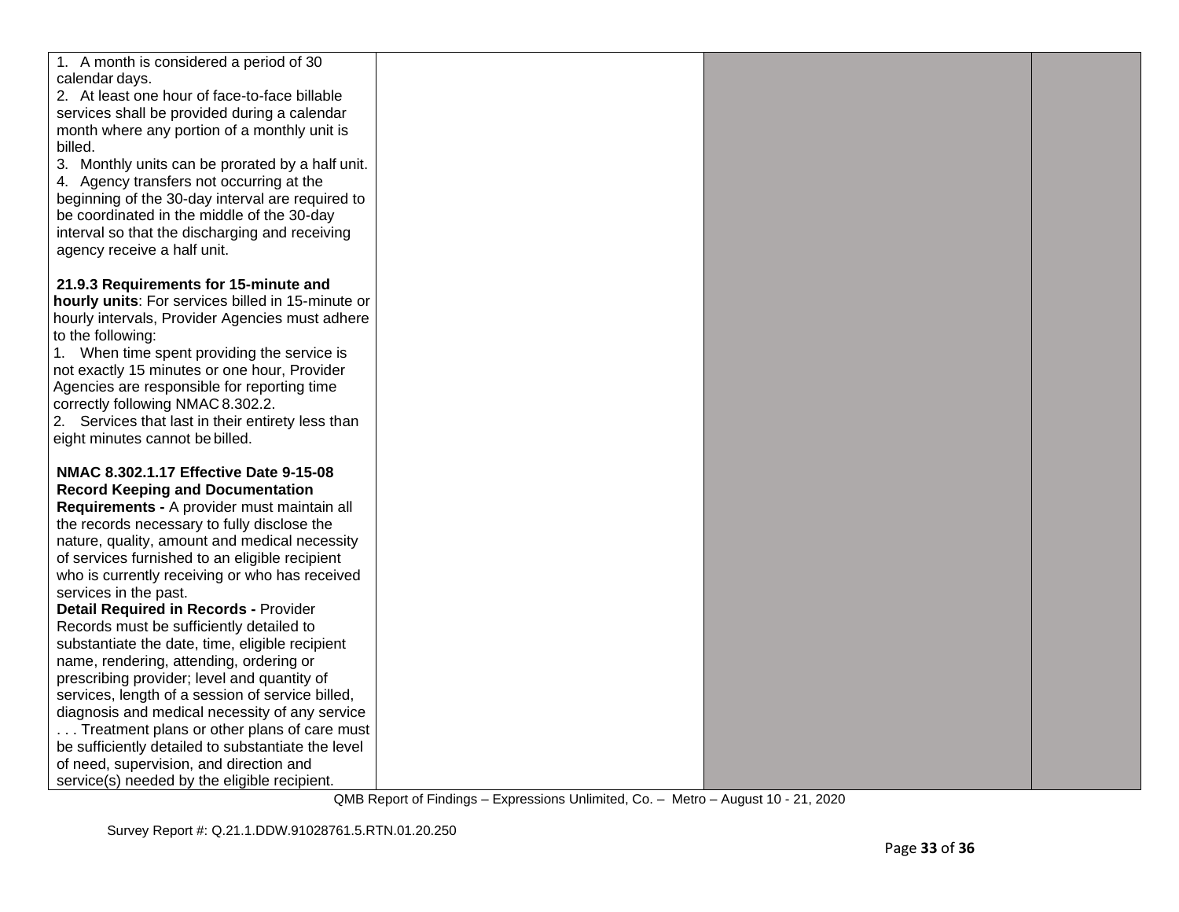| | | | |
|---|---|---|---|
| 1. A month is considered a period of 30 calendar days.<br>2. At least one hour of face-to-face billable services shall be provided during a calendar month where any portion of a monthly unit is billed.<br>3. Monthly units can be prorated by a half unit.<br>4. Agency transfers not occurring at the beginning of the 30-day interval are required to be coordinated in the middle of the 30-day interval so that the discharging and receiving agency receive a half unit.<br><br>**21.9.3 Requirements for 15-minute and hourly units**: For services billed in 15-minute or hourly intervals, Provider Agencies must adhere to the following:<br>1. When time spent providing the service is not exactly 15 minutes or one hour, Provider Agencies are responsible for reporting time correctly following NMAC 8.302.2.<br>2. Services that last in their entirety less than eight minutes cannot be billed.<br><br>**NMAC 8.302.1.17 Effective Date 9-15-08 Record Keeping and Documentation Requirements -** A provider must maintain all the records necessary to fully disclose the nature, quality, amount and medical necessity of services furnished to an eligible recipient who is currently receiving or who has received services in the past.<br>**Detail Required in Records -** Provider Records must be sufficiently detailed to substantiate the date, time, eligible recipient name, rendering, attending, ordering or prescribing provider; level and quantity of services, length of a session of service billed, diagnosis and medical necessity of any service . . . Treatment plans or other plans of care must be sufficiently detailed to substantiate the level of need, supervision, and direction and service(s) needed by the eligible recipient. | | | |

QMB Report of Findings – Expressions Unlimited, Co. – Metro – August 10 - 21, 2020

Survey Report #: Q.21.1.DDW.91028761.5.RTN.01.20.250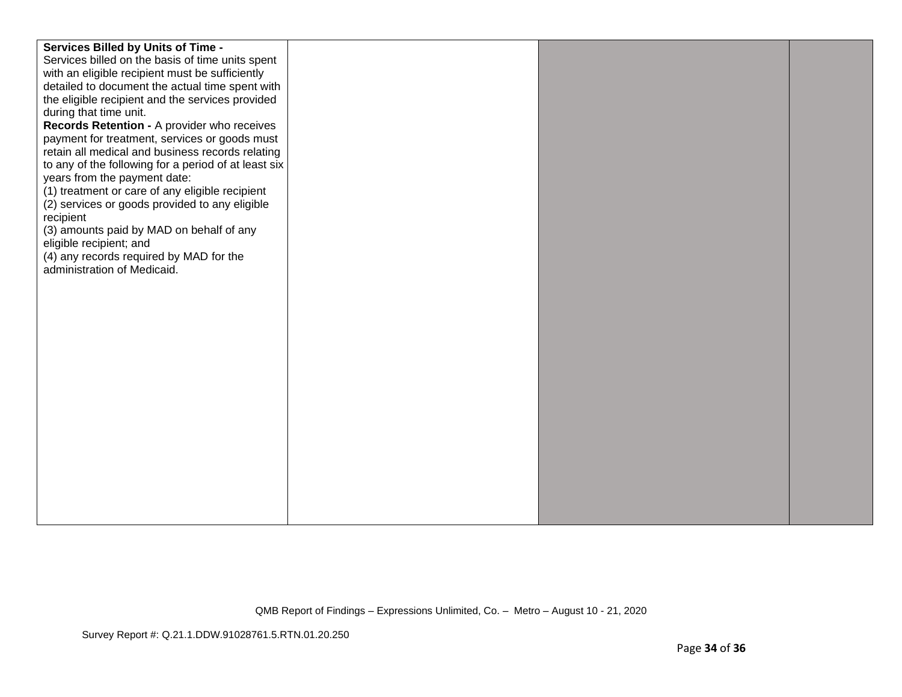| | | | |
|---|---|---|---|
| **Services Billed by Units of Time -** Services billed on the basis of time units spent with an eligible recipient must be sufficiently detailed to document the actual time spent with the eligible recipient and the services provided during that time unit.<br>**Records Retention -** A provider who receives payment for treatment, services or goods must retain all medical and business records relating to any of the following for a period of at least six years from the payment date:<br>(1) treatment or care of any eligible recipient<br>(2) services or goods provided to any eligible recipient<br>(3) amounts paid by MAD on behalf of any eligible recipient; and<br>(4) any records required by MAD for the administration of Medicaid. | | | |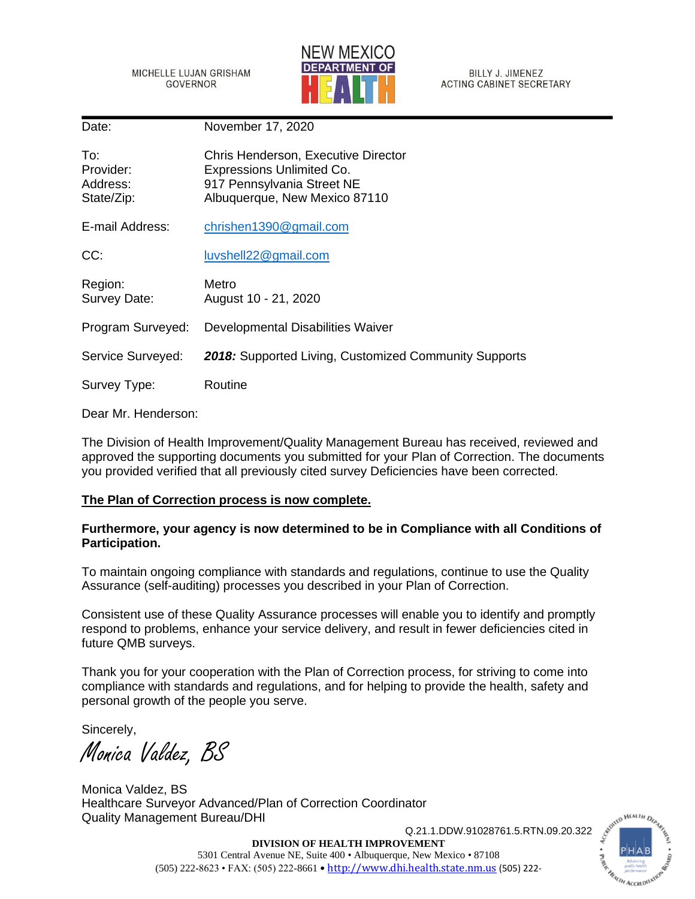MICHELLE LUJAN GRISHAM
GOVERNOR

NEW MEXICO DEPARTMENT OF HEALTH

BILLY J. JIMENEZ
ACTING CABINET SECRETARY

| | |
|---|---|
| Date: | November 17, 2020 |
| To: | Chris Henderson, Executive Director |
| Provider: | Expressions Unlimited Co. |
| Address: | 917 Pennsylvania Street NE |
| State/Zip: | Albuquerque, New Mexico 87110 |
| E-mail Address: | chrishen1390@gmail.com |
| CC: | luvshell22@gmail.com |
| Region: | Metro |
| Survey Date: | August 10 - 21, 2020 |
| Program Surveyed: | Developmental Disabilities Waiver |
| Service Surveyed: | ***2018:*** Supported Living, Customized Community Supports |
| Survey Type: | Routine |

Dear Mr. Henderson:

The Division of Health Improvement/Quality Management Bureau has received, reviewed and approved the supporting documents you submitted for your Plan of Correction. The documents you provided verified that all previously cited survey Deficiencies have been corrected.

**The Plan of Correction process is now complete.**

**Furthermore, your agency is now determined to be in Compliance with all Conditions of Participation.**

To maintain ongoing compliance with standards and regulations, continue to use the Quality Assurance (self-auditing) processes you described in your Plan of Correction.

Consistent use of these Quality Assurance processes will enable you to identify and promptly respond to problems, enhance your service delivery, and result in fewer deficiencies cited in future QMB surveys.

Thank you for your cooperation with the Plan of Correction process, for striving to come into compliance with standards and regulations, and for helping to provide the health, safety and personal growth of the people you serve.

Sincerely,

*Monica Valdez, BS*

Monica Valdez, BS
Healthcare Surveyor Advanced/Plan of Correction Coordinator
Quality Management Bureau/DHI

Q.21.1.DDW.91028761.5.RTN.09.20.322

**DIVISION OF HEALTH IMPROVEMENT**
5301 Central Avenue NE, Suite 400 • Albuquerque, New Mexico • 87108
(505) 222-8623 • FAX: (505) 222-8661 • http://www.dhi.health.state.nm.us (505) 222-